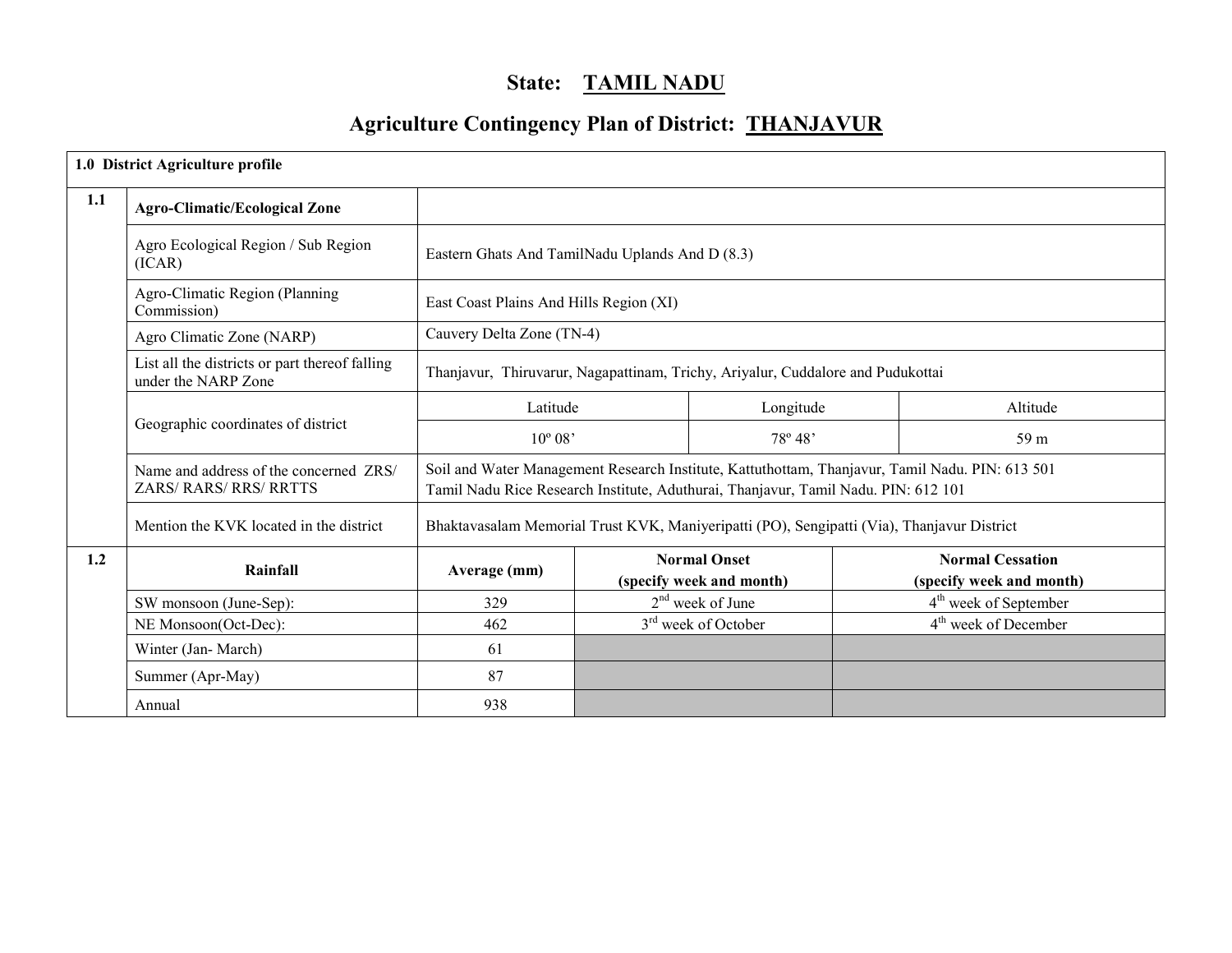# State: TAMIL NADU

## Agriculture Contingency Plan of District: THANJAVUR

| 1.0 District Agriculture profile | | | | | |
|---|---|---|---|---|---|
| 1.1 | **Agro-Climatic/Ecological Zone** | | | | |
| | Agro Ecological Region / Sub Region (ICAR) | Eastern Ghats And TamilNadu Uplands And D (8.3) | | | |
| | Agro-Climatic Region (Planning Commission) | East Coast Plains And Hills Region (XI) | | | |
| | Agro Climatic Zone (NARP) | Cauvery Delta Zone (TN-4) | | | |
| | List all the districts or part thereof falling under the NARP Zone | Thanjavur, Thiruvarur, Nagapattinam, Trichy, Ariyalur, Cuddalore and Pudukottai | | | |
| | Geographic coordinates of district | Latitude | Longitude | Altitude | |
| | | 10º 08' | 78º 48' | 59 m | |
| | Name and address of the concerned ZRS/ ZARS/ RARS/ RRS/ RRTTS | Soil and Water Management Research Institute, Kattuthottam, Thanjavur, Tamil Nadu. PIN: 613 501<br>Tamil Nadu Rice Research Institute, Aduthurai, Thanjavur, Tamil Nadu. PIN: 612 101 | | | |
| | Mention the KVK located in the district | Bhaktavasalam Memorial Trust KVK, Maniyeripatti (PO), Sengipatti (Via), Thanjavur District | | | |

| 1.2 | Rainfall | Average (mm) | Normal Onset (specify week and month) | Normal Cessation (specify week and month) |
|---|---|---|---|---|
| | SW monsoon (June-Sep): | 329 | 2nd week of June | 4th week of September |
| | NE Monsoon(Oct-Dec): | 462 | 3rd week of October | 4th week of December |
| | Winter (Jan- March) | 61 | | |
| | Summer (Apr-May) | 87 | | |
| | Annual | 938 | | |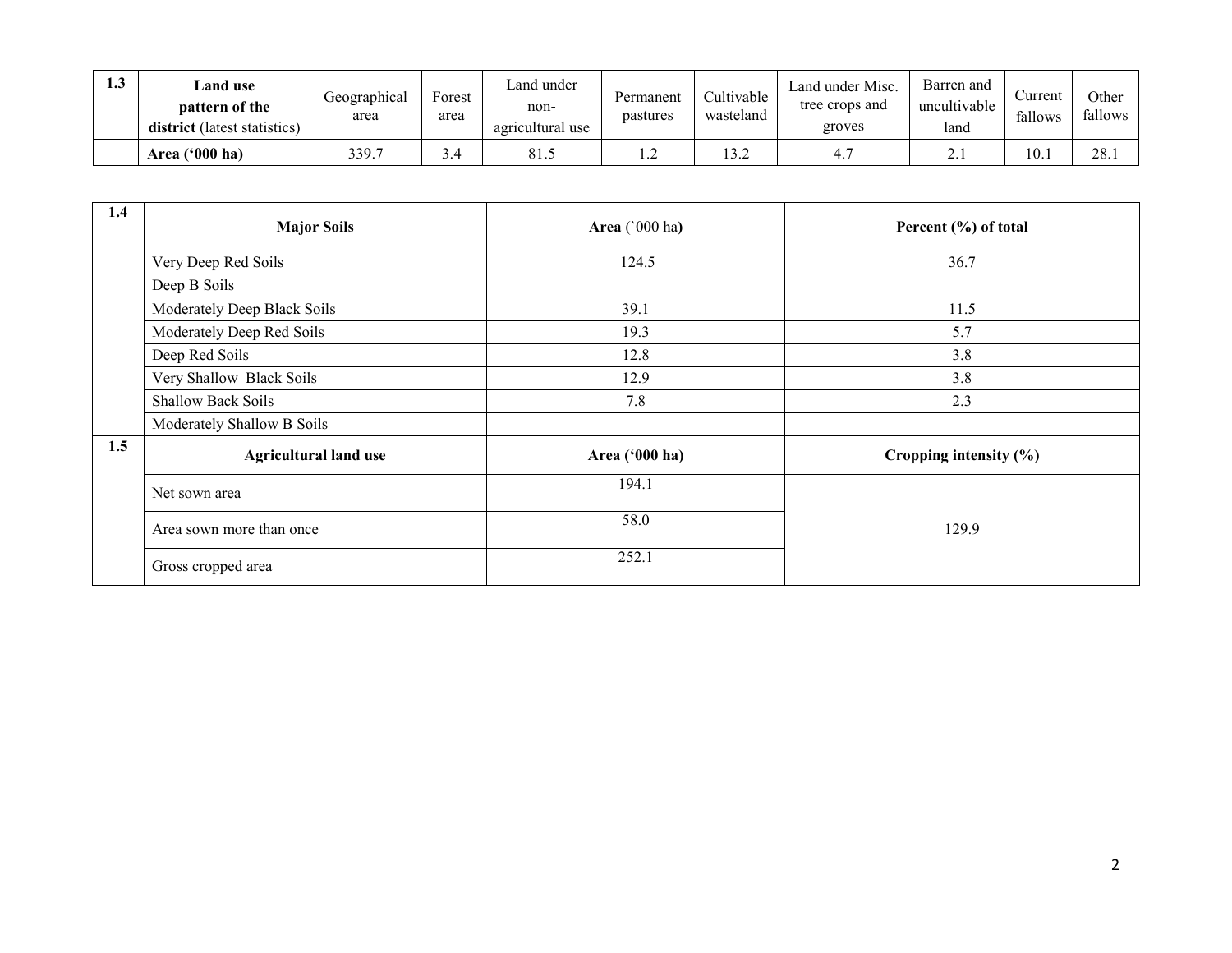| 1.3 | **Land use pattern of the district** (latest statistics) | Geographical area | Forest area | Land under non-agricultural use | Permanent pastures | Cultivable wasteland | Land under Misc. tree crops and groves | Barren and uncultivable land | Current fallows | Other fallows |
|---|---|---|---|---|---|---|---|---|---|---|
| | **Area ('000 ha)** | 339.7 | 3.4 | 81.5 | 1.2 | 13.2 | 4.7 | 2.1 | 10.1 | 28.1 |

| 1.4 | **Major Soils** | **Area** (`000 ha**)** | **Percent (%) of total** |
|---|---|---|---|
| | Very Deep Red Soils | 124.5 | 36.7 |
| | Deep B Soils | | |
| | Moderately Deep Black Soils | 39.1 | 11.5 |
| | Moderately Deep Red Soils | 19.3 | 5.7 |
| | Deep Red Soils | 12.8 | 3.8 |
| | Very Shallow Black Soils | 12.9 | 3.8 |
| | Shallow Back Soils | 7.8 | 2.3 |
| | Moderately Shallow B Soils | | |

| 1.5 | **Agricultural land use** | **Area ('000 ha)** | **Cropping intensity (%)** |
|---|---|---|---|
| | Net sown area | 194.1 | 129.9 |
| | Area sown more than once | 58.0 | |
| | Gross cropped area | 252.1 | |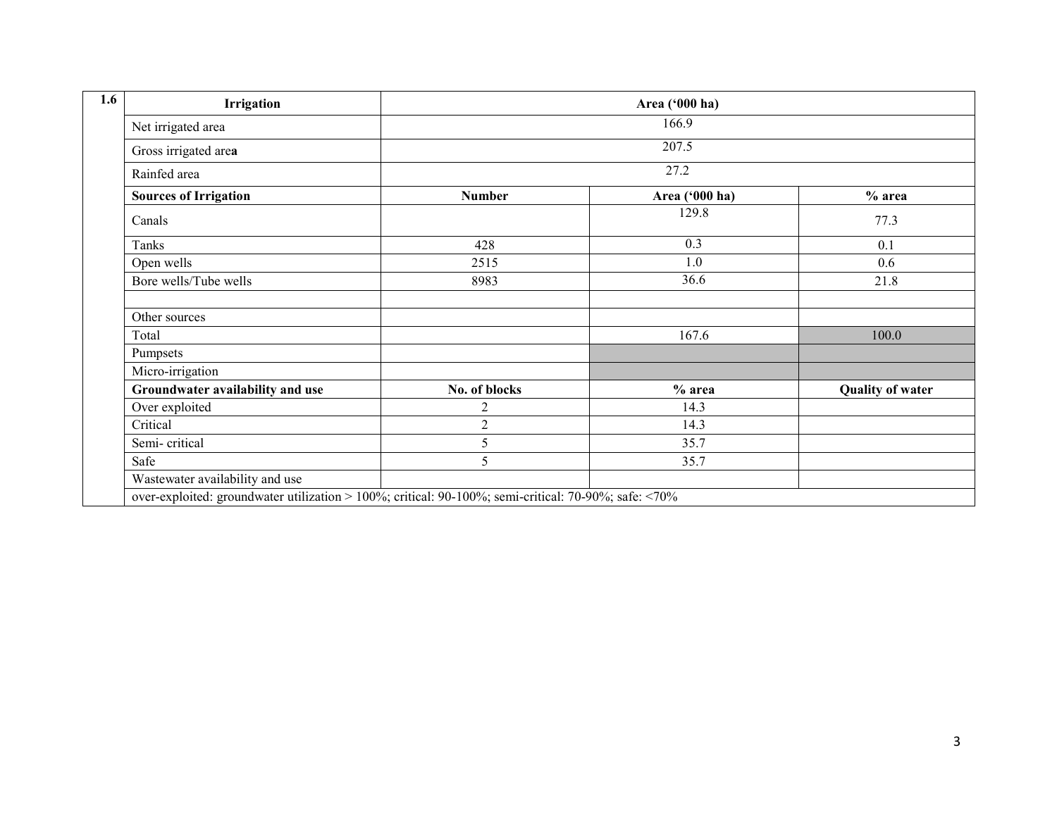| 1.6 | Irrigation | Area ('000 ha) | | |
|---|---|---|---|---|
| | Net irrigated area | 166.9 | | |
| | Gross irrigated area | 207.5 | | |
| | Rainfed area | 27.2 | | |
| | **Sources of Irrigation** | **Number** | **Area ('000 ha)** | **% area** |
| | Canals | | 129.8 | 77.3 |
| | Tanks | 428 | 0.3 | 0.1 |
| | Open wells | 2515 | 1.0 | 0.6 |
| | Bore wells/Tube wells | 8983 | 36.6 | 21.8 |
| | | | | |
| | Other sources | | | |
| | Total | | 167.6 | 100.0 |
| | Pumpsets | | | |
| | Micro-irrigation | | | |
| | **Groundwater availability and use** | **No. of blocks** | **% area** | **Quality of water** |
| | Over exploited | 2 | 14.3 | |
| | Critical | 2 | 14.3 | |
| | Semi- critical | 5 | 35.7 | |
| | Safe | 5 | 35.7 | |
| | Wastewater availability and use | | | |
| | over-exploited: groundwater utilization > 100%; critical: 90-100%; semi-critical: 70-90%; safe: <70% | | | |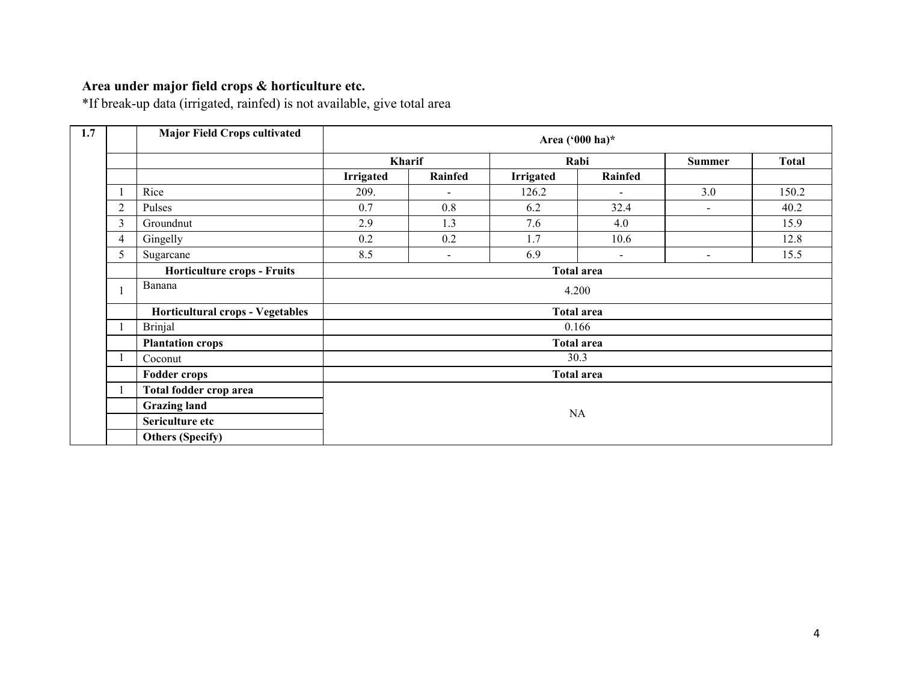**Area under major field crops & horticulture etc.**

*If break-up data (irrigated, rainfed) is not available, give total area

| 1.7 | | Major Field Crops cultivated | Area ('000 ha)* | | | | | |
|---|---|---|---|---|---|---|---|---|
| | | | Kharif | | Rabi | | Summer | Total |
| | | | Irrigated | Rainfed | Irrigated | Rainfed | | |
| | 1 | Rice | 209. | - | 126.2 | - | 3.0 | 150.2 |
| | 2 | Pulses | 0.7 | 0.8 | 6.2 | 32.4 | - | 40.2 |
| | 3 | Groundnut | 2.9 | 1.3 | 7.6 | 4.0 | | 15.9 |
| | 4 | Gingelly | 0.2 | 0.2 | 1.7 | 10.6 | | 12.8 |
| | 5 | Sugarcane | 8.5 | - | 6.9 | - | - | 15.5 |
| | | **Horticulture crops - Fruits** | **Total area** | | | | | |
| | 1 | Banana | 4.200 | | | | | |
| | | **Horticultural crops - Vegetables** | **Total area** | | | | | |
| | 1 | Brinjal | 0.166 | | | | | |
| | | **Plantation crops** | **Total area** | | | | | |
| | 1 | Coconut | 30.3 | | | | | |
| | | **Fodder crops** | **Total area** | | | | | |
| | 1 | **Total fodder crop area** | NA | | | | | |
| | | **Grazing land** | | | | | | |
| | | **Sericulture etc** | | | | | | |
| | | **Others (Specify)** | | | | | | |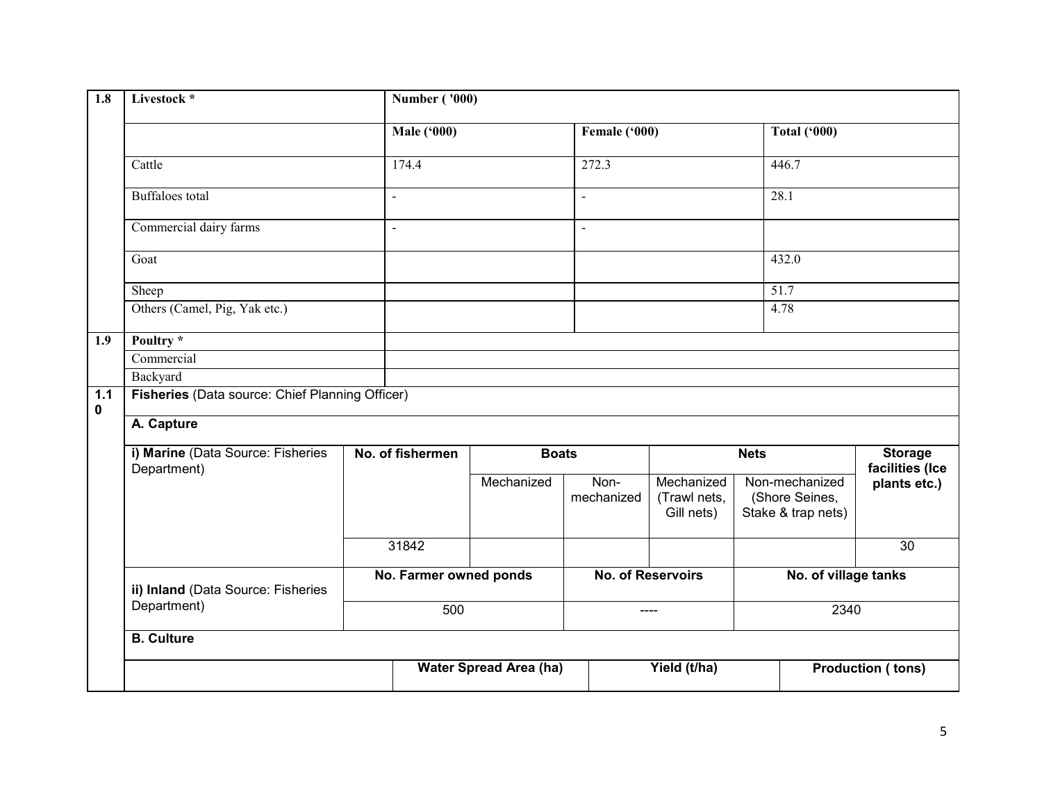| 1.8 | Livestock * | Number ( '000) | | |
|---|---|---|---|---|
| | | Male ('000) | Female ('000) | Total ('000) |
| | Cattle | 174.4 | 272.3 | 446.7 |
| | Buffaloes total | - | - | 28.1 |
| | Commercial dairy farms | - | - | |
| | Goat | | | 432.0 |
| | Sheep | | | 51.7 |
| | Others (Camel, Pig, Yak etc.) | | | 4.78 |
| 1.9 | Poultry * | | | |
| | Commercial | | | |
| | Backyard | | | |

| 1.10 | **Fisheries** (Data source: Chief Planning Officer) | | | | | | |
|---|---|---|---|---|---|---|---|
| | **A. Capture** | | | | | | |
| | **i) Marine** (Data Source: Fisheries Department) | **No. of fishermen** | **Boats** | | **Nets** | | **Storage facilities (Ice plants etc.)** |
| | | | Mechanized | Non-mechanized | Mechanized (Trawl nets, Gill nets) | Non-mechanized (Shore Seines, Stake & trap nets) | |
| | | 31842 | | | | | 30 |
| | **ii) Inland** (Data Source: Fisheries Department) | **No. Farmer owned ponds** | | **No. of Reservoirs** | | **No. of village tanks** | |
| | | 500 | | ---- | | 2340 | |
| | **B. Culture** | | | | | | |
| | | **Water Spread Area (ha)** | | **Yield (t/ha)** | | **Production ( tons)** | |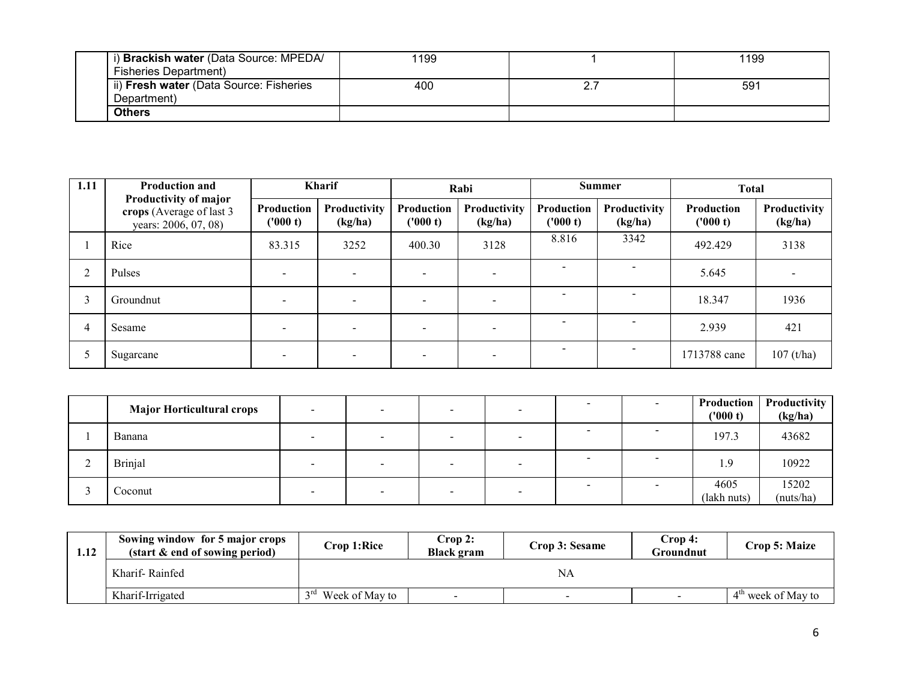| | | | | |
|---|---|---|---|---|
| | i) **Brackish water** (Data Source: MPEDA/ Fisheries Department) | 1199 | 1 | 1199 |
| | ii) **Fresh water** (Data Source: Fisheries Department) | 400 | 2.7 | 591 |
| | **Others** | | | |

| 1.11 | **Production and Productivity of major crops** (Average of last 3 years: 2006, 07, 08) | **Kharif** | | **Rabi** | | **Summer** | | **Total** | |
|---|---|---|---|---|---|---|---|---|---|
| | | **Production ('000 t)** | **Productivity (kg/ha)** | **Production ('000 t)** | **Productivity (kg/ha)** | **Production ('000 t)** | **Productivity (kg/ha)** | **Production ('000 t)** | **Productivity (kg/ha)** |
| 1 | Rice | 83.315 | 3252 | 400.30 | 3128 | 8.816 | 3342 | 492.429 | 3138 |
| 2 | Pulses | - | - | - | - | - | - | 5.645 | - |
| 3 | Groundnut | - | - | - | - | - | - | 18.347 | 1936 |
| 4 | Sesame | - | - | - | - | - | - | 2.939 | 421 |
| 5 | Sugarcane | - | - | - | - | - | - | 1713788 cane | 107 (t/ha) |

| | **Major Horticultural crops** | - | - | - | - | - | - | **Production ('000 t)** | **Productivity (kg/ha)** |
|---|---|---|---|---|---|---|---|---|---|
| 1 | Banana | - | - | - | - | - | - | 197.3 | 43682 |
| 2 | Brinjal | - | - | - | - | - | - | 1.9 | 10922 |
| 3 | Coconut | - | - | - | - | - | - | 4605 (lakh nuts) | 15202 (nuts/ha) |

| 1.12 | **Sowing window for 5 major crops (start & end of sowing period)** | **Crop 1:Rice** | **Crop 2: Black gram** | **Crop 3: Sesame** | **Crop 4: Groundnut** | **Crop 5: Maize** |
|---|---|---|---|---|---|---|
| | Kharif- Rainfed | NA | | | | |
| | Kharif-Irrigated | 3rd Week of May to | - | - | - | 4th week of May to |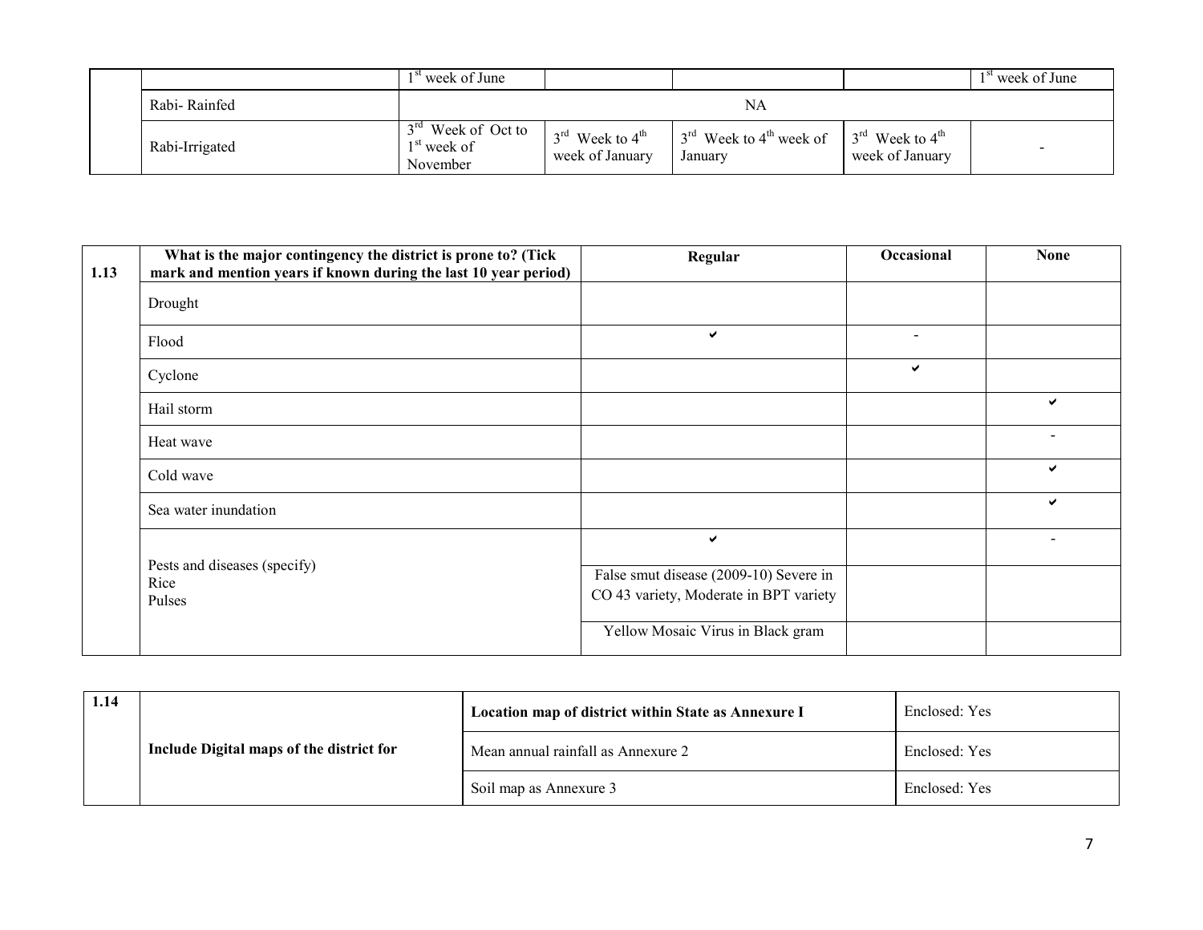| | | | | | | |
|---|---|---|---|---|---|---|
| | | 1st week of June | | | | 1st week of June |
| | Rabi- Rainfed | NA | | | | |
| | Rabi-Irrigated | 3rd Week of Oct to 1st week of November | 3rd Week to 4th week of January | 3rd Week to 4th week of January | 3rd Week to 4th week of January | - |

| 1.13 | What is the major contingency the district is prone to? (Tick mark and mention years if known during the last 10 year period) | Regular | Occasional | None |
|---|---|---|---|---|
| | Drought | | | |
| | Flood | ✔ | - | |
| | Cyclone | | ✔ | |
| | Hail storm | | | ✔ |
| | Heat wave | | | - |
| | Cold wave | | | ✔ |
| | Sea water inundation | | | ✔ |
| | Pests and diseases (specify) | ✔ | | - |
| | Rice | False smut disease (2009-10) Severe in CO 43 variety, Moderate in BPT variety | | |
| | Pulses | Yellow Mosaic Virus in Black gram | | |

| 1.14 | Include Digital maps of the district for | Location map of district within State as Annexure I | Enclosed: Yes |
|---|---|---|---|
| | | Mean annual rainfall as Annexure 2 | Enclosed: Yes |
| | | Soil map as Annexure 3 | Enclosed: Yes |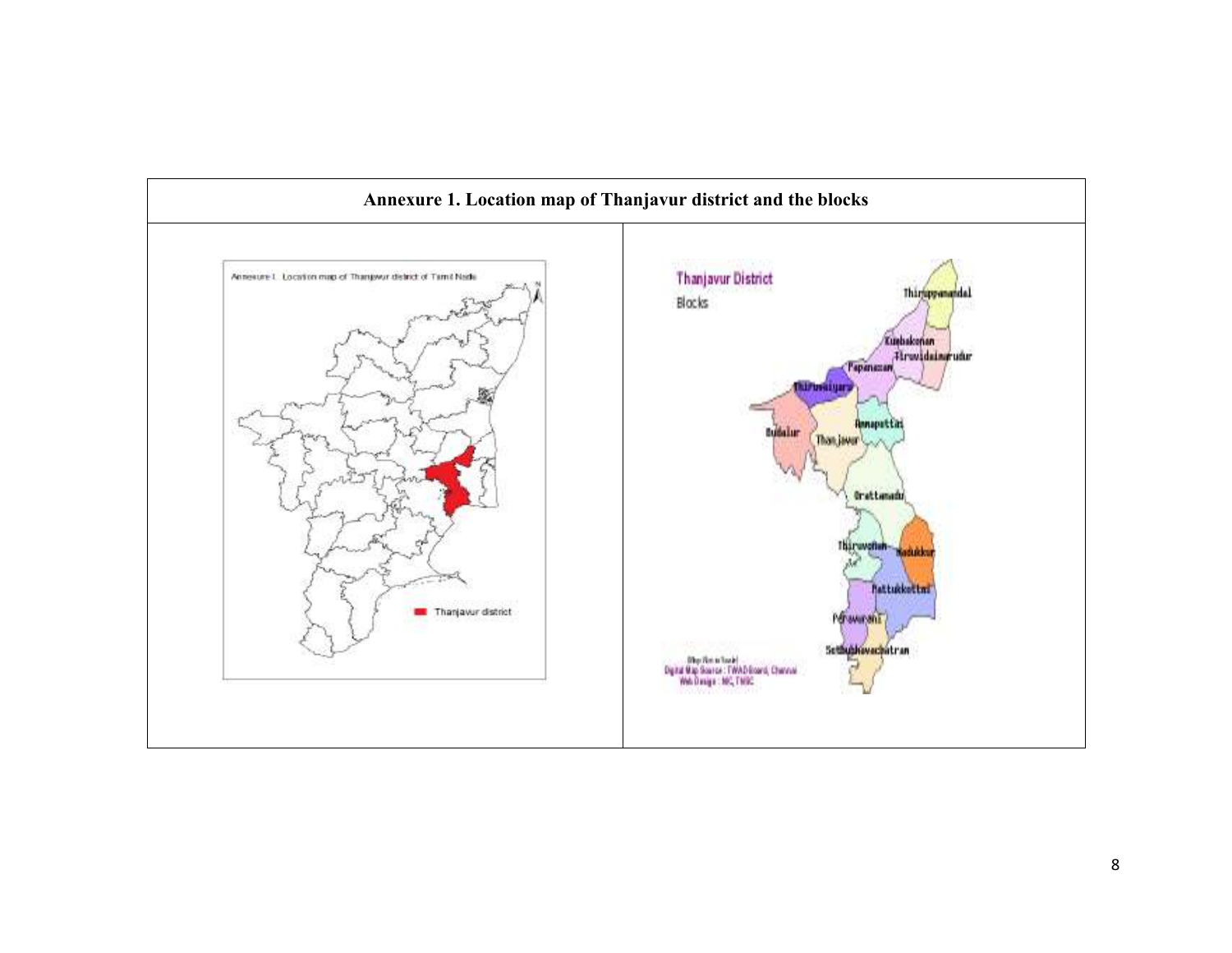**Annexure 1. Location map of Thanjavur district and the blocks**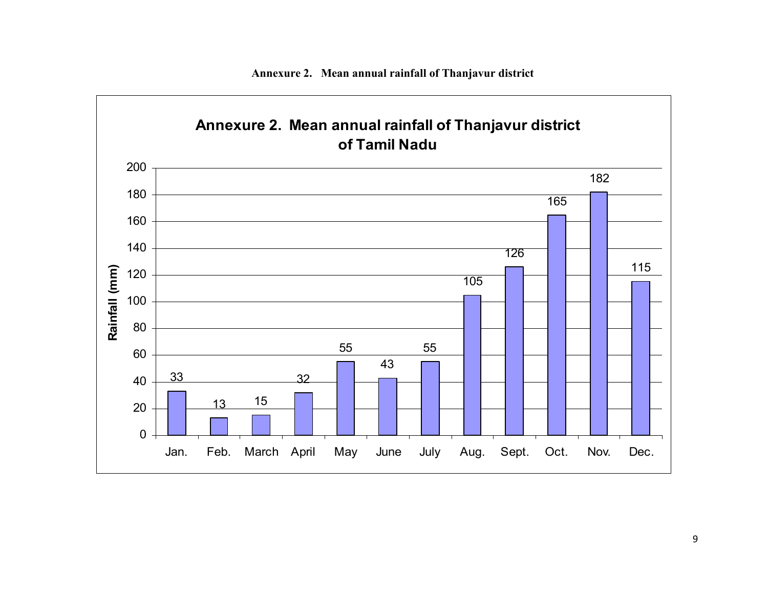**Annexure 2. Mean annual rainfall of Thanjavur district**

**Annexure 2. Mean annual rainfall of Thanjavur district of Tamil Nadu**

| Month | Rainfall (mm) |
|---|---|
| Jan. | 33 |
| Feb. | 13 |
| March | 15 |
| April | 32 |
| May | 55 |
| June | 43 |
| July | 55 |
| Aug. | 105 |
| Sept. | 126 |
| Oct. | 165 |
| Nov. | 182 |
| Dec. | 115 |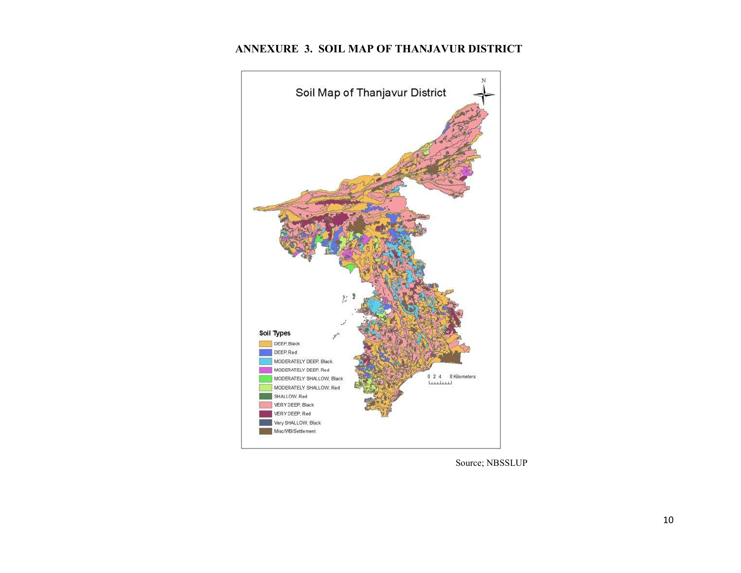# ANNEXURE 3. SOIL MAP OF THANJAVUR DISTRICT

Soil Map of Thanjavur District

Soil Types

- DEEP, Black
- DEEP, Red
- MODERATELY DEEP, Black
- MODERATELY DEEP, Red
- MODERATELY SHALLOW, Black
- MODERATELY SHALLOW, Red
- SHALLOW, Red
- VERY DEEP, Black
- VERY DEEP, Red
- Very SHALLOW, Black
- Misc/WB/Settlement

0 2 4 8 Kilometers

Source; NBSSLUP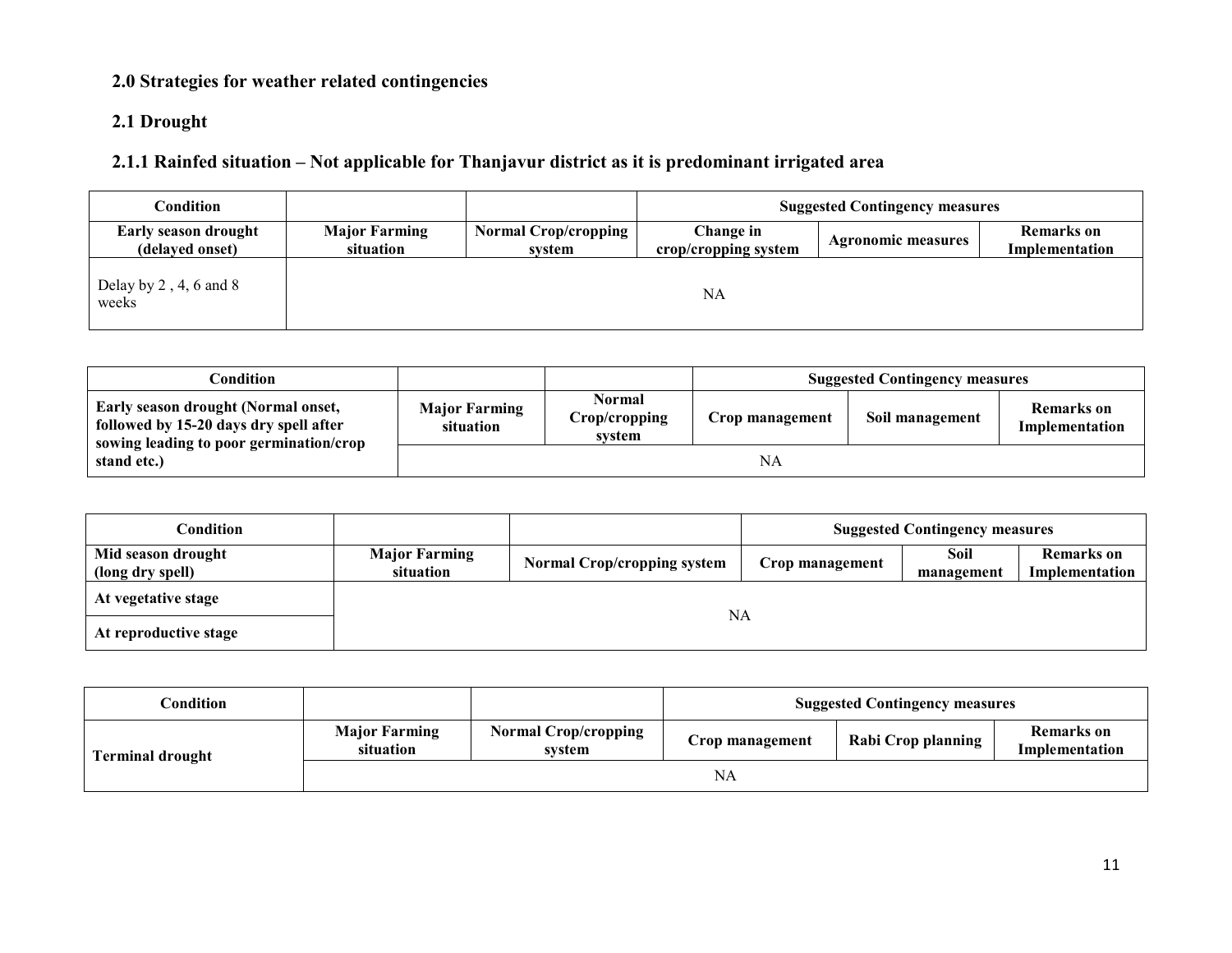## 2.0 Strategies for weather related contingencies

### 2.1 Drought

#### 2.1.1 Rainfed situation – Not applicable for Thanjavur district as it is predominant irrigated area

| Condition | | | Suggested Contingency measures | | |
|---|---|---|---|---|---|
| **Early season drought (delayed onset)** | **Major Farming situation** | **Normal Crop/cropping system** | **Change in crop/cropping system** | **Agronomic measures** | **Remarks on Implementation** |
| Delay by 2 , 4, 6 and 8 weeks | NA | | | | |

| Condition | | | Suggested Contingency measures | | |
|---|---|---|---|---|---|
| **Early season drought (Normal onset, followed by 15-20 days dry spell after sowing leading to poor germination/crop stand etc.)** | **Major Farming situation** | **Normal Crop/cropping system** | **Crop management** | **Soil management** | **Remarks on Implementation** |
| | NA | | | | |

| Condition | | | Suggested Contingency measures | | |
|---|---|---|---|---|---|
| **Mid season drought (long dry spell)** | **Major Farming situation** | **Normal Crop/cropping system** | **Crop management** | **Soil management** | **Remarks on Implementation** |
| **At vegetative stage** | NA | | | | |
| **At reproductive stage** | | | | | |

| Condition | | | Suggested Contingency measures | | |
|---|---|---|---|---|---|
| **Terminal drought** | **Major Farming situation** | **Normal Crop/cropping system** | **Crop management** | **Rabi Crop planning** | **Remarks on Implementation** |
| | NA | | | | |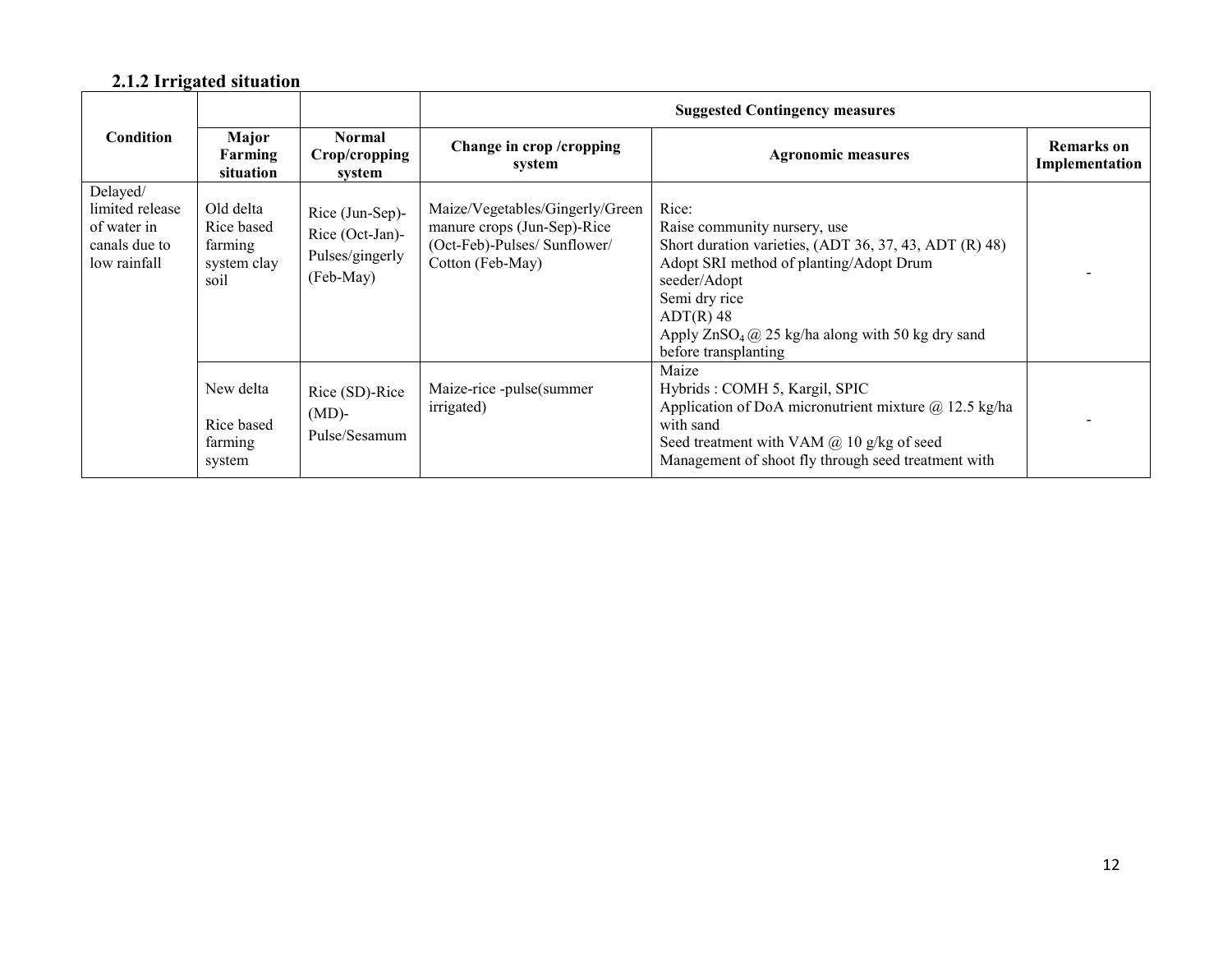### 2.1.2 Irrigated situation

| Condition | Major Farming situation | Normal Crop/cropping system | Suggested Contingency measures | | |
|---|---|---|---|---|---|
| | | | Change in crop /cropping system | Agronomic measures | Remarks on Implementation |
| Delayed/ limited release of water in canals due to low rainfall | Old delta Rice based farming system clay soil | Rice (Jun-Sep)-Rice (Oct-Jan)-Pulses/gingerly (Feb-May) | Maize/Vegetables/Gingerly/Green manure crops (Jun-Sep)-Rice (Oct-Feb)-Pulses/ Sunflower/ Cotton (Feb-May) | Rice:<br>Raise community nursery, use<br>Short duration varieties, (ADT 36, 37, 43, ADT (R) 48)<br>Adopt SRI method of planting/Adopt Drum seeder/Adopt<br>Semi dry rice<br>ADT(R) 48<br>Apply $ZnSO_4$ @ 25 kg/ha along with 50 kg dry sand before transplanting | - |
| | New delta<br><br>Rice based farming system | Rice (SD)-Rice (MD)-Pulse/Sesamum | Maize-rice -pulse(summer irrigated) | Maize<br>Hybrids : COMH 5, Kargil, SPIC<br>Application of DoA micronutrient mixture @ 12.5 kg/ha with sand<br>Seed treatment with VAM @ 10 g/kg of seed<br>Management of shoot fly through seed treatment with | - |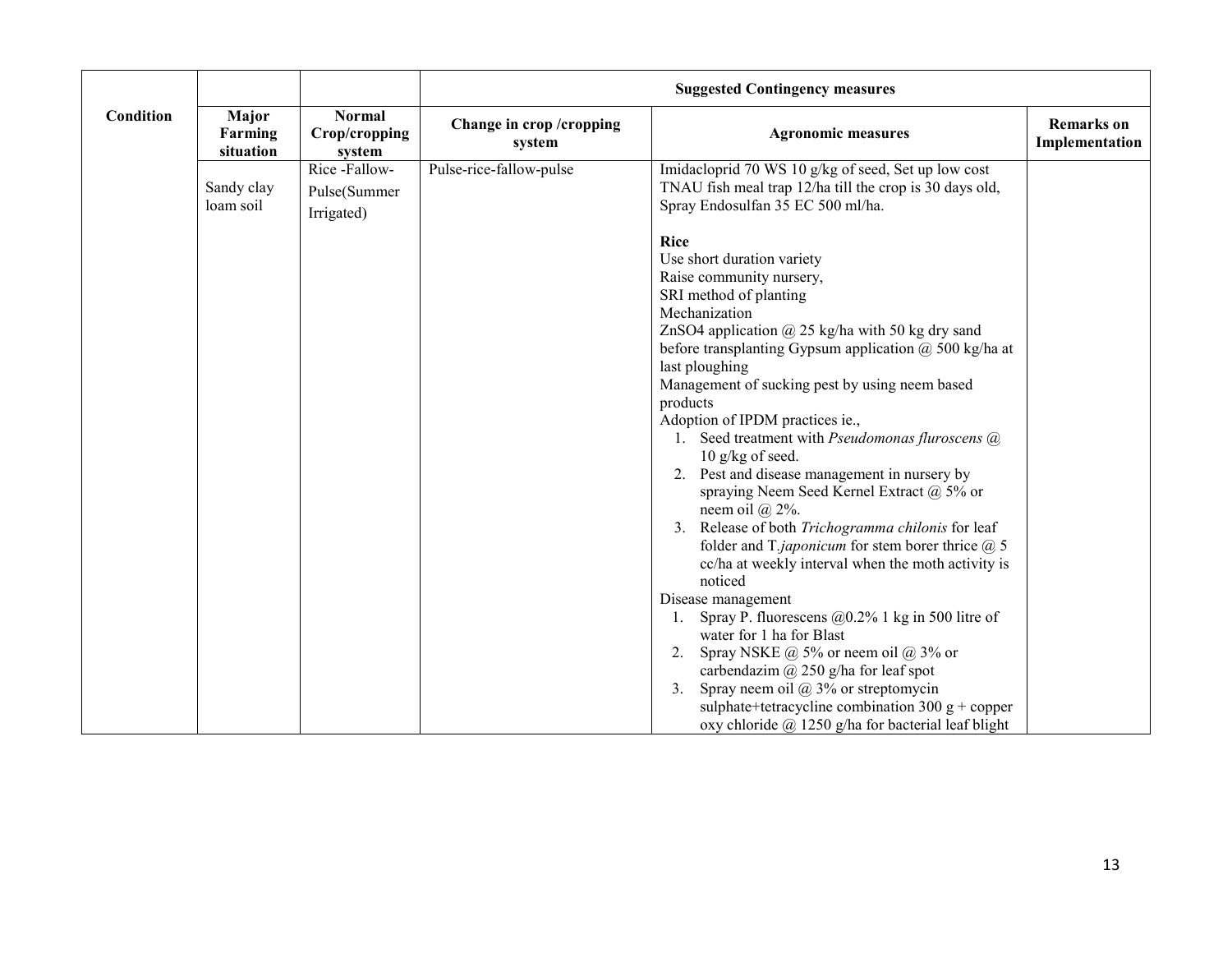| Condition | Major Farming situation | Normal Crop/cropping system | Suggested Contingency measures | | |
|---|---|---|---|---|---|
| | | | Change in crop /cropping system | Agronomic measures | Remarks on Implementation |
| | Sandy clay loam soil | Rice -Fallow-Pulse(Summer Irrigated) | Pulse-rice-fallow-pulse | Imidacloprid 70 WS 10 g/kg of seed, Set up low cost TNAU fish meal trap 12/ha till the crop is 30 days old, Spray Endosulfan 35 EC 500 ml/ha.<br><br>**Rice**<br>Use short duration variety<br>Raise community nursery,<br>SRI method of planting<br>Mechanization<br>ZnSO4 application @ 25 kg/ha with 50 kg dry sand before transplanting Gypsum application @ 500 kg/ha at last ploughing<br>Management of sucking pest by using neem based products<br>Adoption of IPDM practices ie.,<br>1. Seed treatment with *Pseudomonas fluroscens* @ 10 g/kg of seed.<br>2. Pest and disease management in nursery by spraying Neem Seed Kernel Extract @ 5% or neem oil @ 2%.<br>3. Release of both *Trichogramma chilonis* for leaf folder and T.*japonicum* for stem borer thrice @ 5 cc/ha at weekly interval when the moth activity is noticed<br>Disease management<br>1. Spray P. fluorescens @0.2% 1 kg in 500 litre of water for 1 ha for Blast<br>2. Spray NSKE @ 5% or neem oil @ 3% or carbendazim @ 250 g/ha for leaf spot<br>3. Spray neem oil @ 3% or streptomycin sulphate+tetracycline combination 300 g + copper oxy chloride @ 1250 g/ha for bacterial leaf blight | |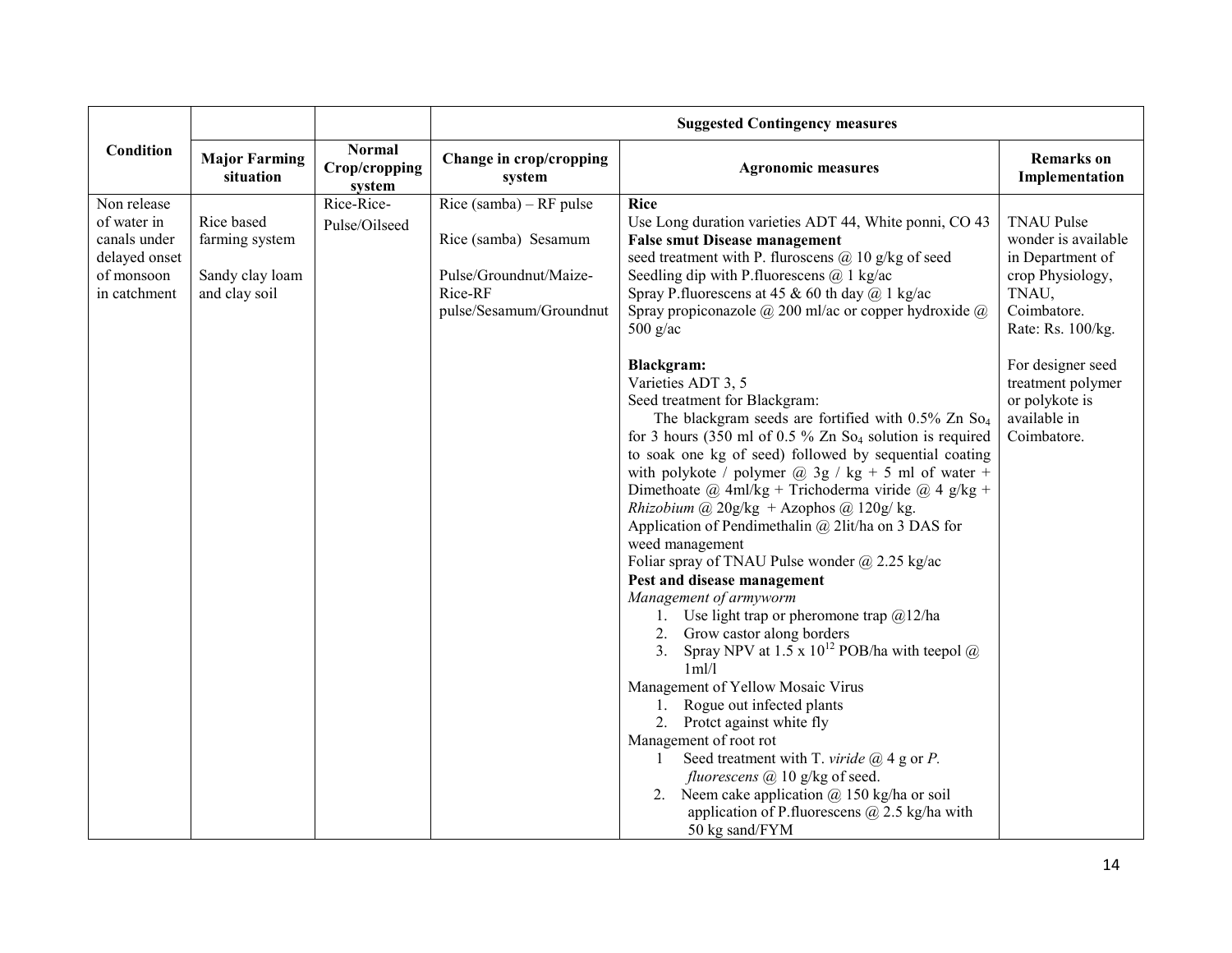| Condition | Major Farming situation | Normal Crop/cropping system | Suggested Contingency measures | | |
|---|---|---|---|---|---|
| | | | Change in crop/cropping system | Agronomic measures | Remarks on Implementation |
| Non release of water in canals under delayed onset of monsoon in catchment | Rice based farming system<br><br>Sandy clay loam and clay soil | Rice-Rice-Pulse/Oilseed | Rice (samba) – RF pulse<br><br>Rice (samba) Sesamum<br><br>Pulse/Groundnut/Maize-Rice-RF pulse/Sesamum/Groundnut | **Rice**<br>Use Long duration varieties ADT 44, White ponni, CO 43<br>**False smut Disease management**<br>seed treatment with P. fluroscens @ 10 g/kg of seed<br>Seedling dip with P.fluorescens @ 1 kg/ac<br>Spray P.fluorescens at 45 & 60 th day @ 1 kg/ac<br>Spray propiconazole @ 200 ml/ac or copper hydroxide @ 500 g/ac<br><br>**Blackgram:**<br>Varieties ADT 3, 5<br>Seed treatment for Blackgram:<br>The blackgram seeds are fortified with 0.5% Zn $So_4$ for 3 hours (350 ml of 0.5 % Zn $So_4$ solution is required to soak one kg of seed) followed by sequential coating with polykote / polymer @ 3g / kg + 5 ml of water + Dimethoate @ 4ml/kg + Trichoderma viride @ 4 g/kg + *Rhizobium* @ 20g/kg + Azophos @ 120g/ kg.<br>Application of Pendimethalin @ 2lit/ha on 3 DAS for weed management<br>Foliar spray of TNAU Pulse wonder @ 2.25 kg/ac<br>**Pest and disease management**<br>*Management of armyworm*<br>1. Use light trap or pheromone trap @12/ha<br>2. Grow castor along borders<br>3. Spray NPV at 1.5 x $10^{12}$ POB/ha with teepol @ 1ml/l<br>Management of Yellow Mosaic Virus<br>1. Rogue out infected plants<br>2. Protct against white fly<br>Management of root rot<br>1 Seed treatment with T. *viride* @ 4 g or *P. fluorescens* @ 10 g/kg of seed.<br>2. Neem cake application @ 150 kg/ha or soil application of P.fluorescens @ 2.5 kg/ha with 50 kg sand/FYM | TNAU Pulse wonder is available in Department of crop Physiology, TNAU, Coimbatore. Rate: Rs. 100/kg.<br><br>For designer seed treatment polymer or polykote is available in Coimbatore. |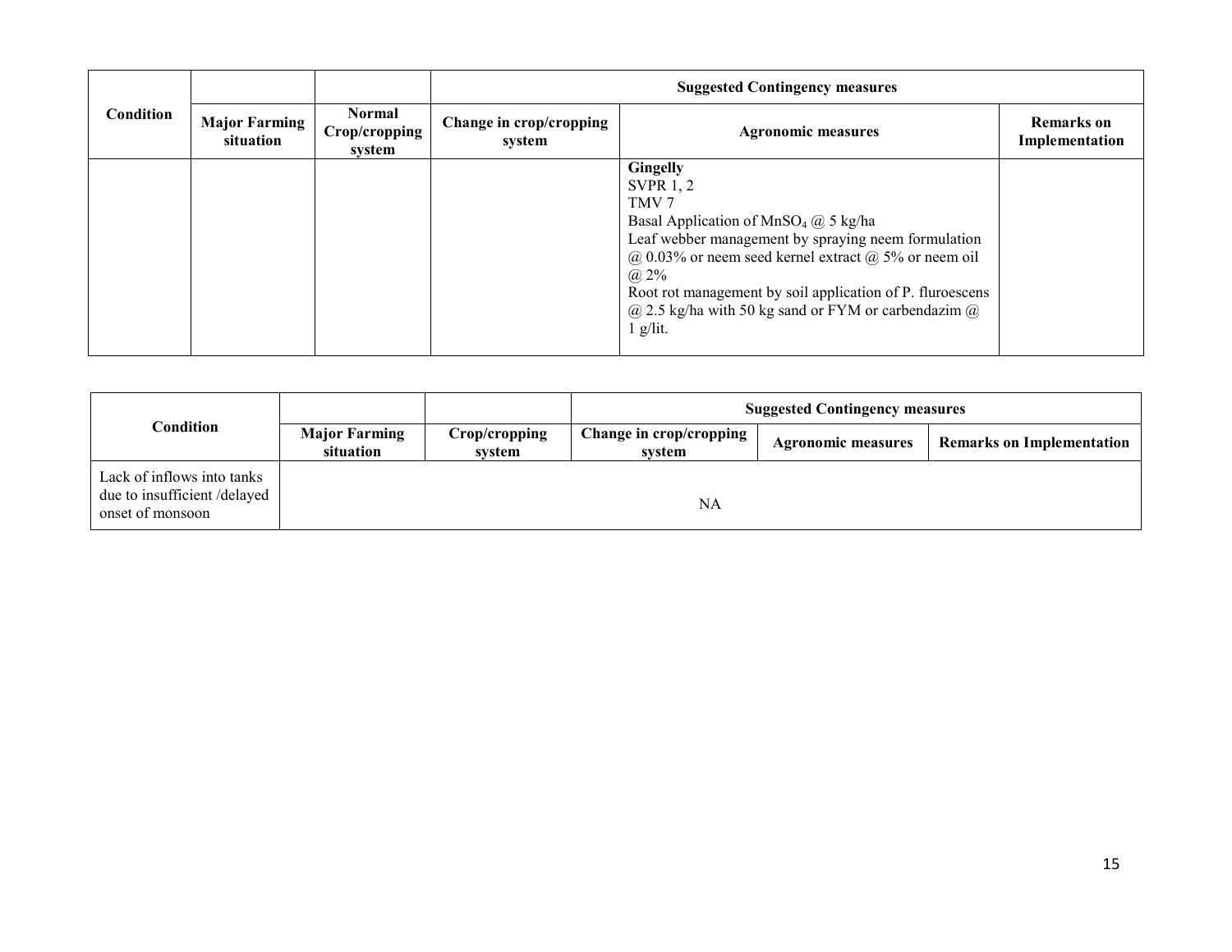| Condition | | | Suggested Contingency measures | | |
|---|---|---|---|---|---|
| | Major Farming situation | Normal Crop/cropping system | Change in crop/cropping system | Agronomic measures | Remarks on Implementation |
| | | | | **Gingelly**<br>SVPR 1, 2<br>TMV 7<br>Basal Application of $MnSO_4$ @ 5 kg/ha<br>Leaf webber management by spraying neem formulation @ 0.03% or neem seed kernel extract @ 5% or neem oil @ 2%<br>Root rot management by soil application of P. fluroescens @ 2.5 kg/ha with 50 kg sand or FYM or carbendazim @ 1 g/lit. | |

| Condition | | | Suggested Contingency measures | | |
|---|---|---|---|---|---|
| | Major Farming situation | Crop/cropping system | Change in crop/cropping system | Agronomic measures | Remarks on Implementation |
| Lack of inflows into tanks due to insufficient /delayed onset of monsoon | NA | | | | |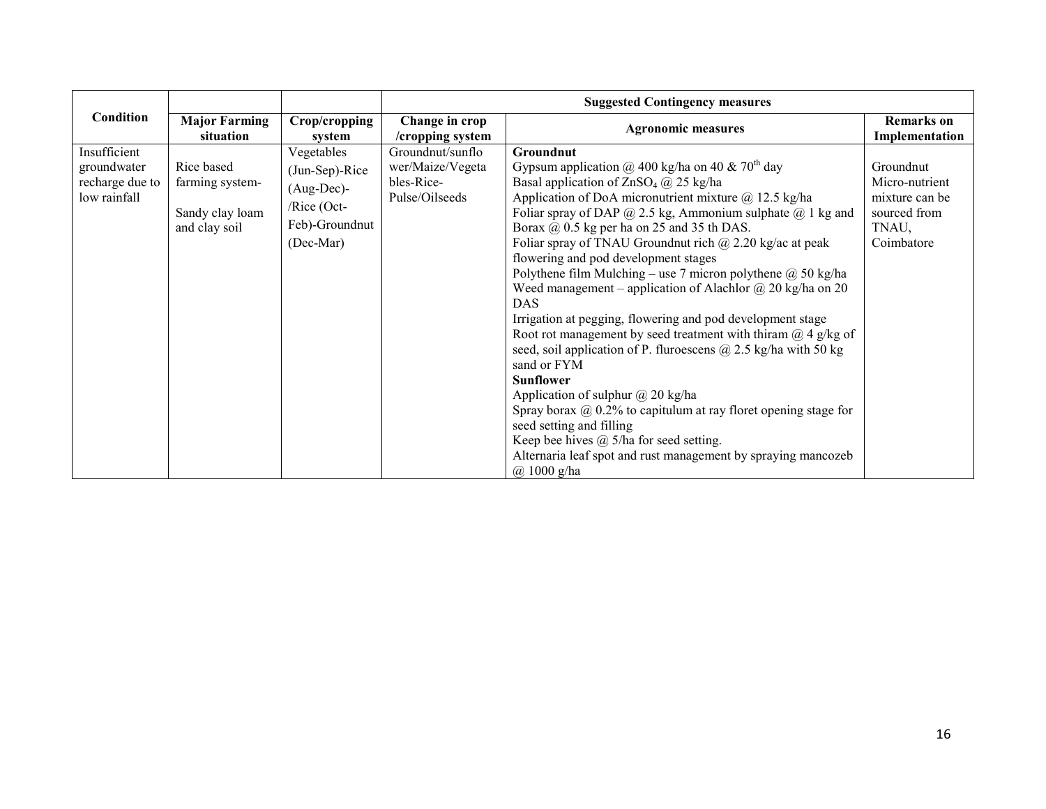| Condition | Major Farming situation | Crop/cropping system | Suggested Contingency measures | | |
|---|---|---|---|---|---|
| | | | Change in crop /cropping system | Agronomic measures | Remarks on Implementation |
| Insufficient groundwater recharge due to low rainfall | Rice based farming system- Sandy clay loam and clay soil | Vegetables (Jun-Sep)-Rice (Aug-Dec)- /Rice (Oct-Feb)-Groundnut (Dec-Mar) | Groundnut/sunflower/Maize/Vegetables-Rice-Pulse/Oilseeds | **Groundnut**<br>Gypsum application @ 400 kg/ha on 40 & 70[th] day<br>Basal application of $ZnSO_4$ @ 25 kg/ha<br>Application of DoA micronutrient mixture @ 12.5 kg/ha<br>Foliar spray of DAP @ 2.5 kg, Ammonium sulphate @ 1 kg and Borax @ 0.5 kg per ha on 25 and 35 th DAS.<br>Foliar spray of TNAU Groundnut rich @ 2.20 kg/ac at peak flowering and pod development stages<br>Polythene film Mulching – use 7 micron polythene @ 50 kg/ha<br>Weed management – application of Alachlor @ 20 kg/ha on 20 DAS<br>Irrigation at pegging, flowering and pod development stage<br>Root rot management by seed treatment with thiram @ 4 g/kg of seed, soil application of P. fluroescens @ 2.5 kg/ha with 50 kg sand or FYM<br>**Sunflower**<br>Application of sulphur @ 20 kg/ha<br>Spray borax @ 0.2% to capitulum at ray floret opening stage for seed setting and filling<br>Keep bee hives @ 5/ha for seed setting.<br>Alternaria leaf spot and rust management by spraying mancozeb @ 1000 g/ha | Groundnut Micro-nutrient mixture can be sourced from TNAU, Coimbatore |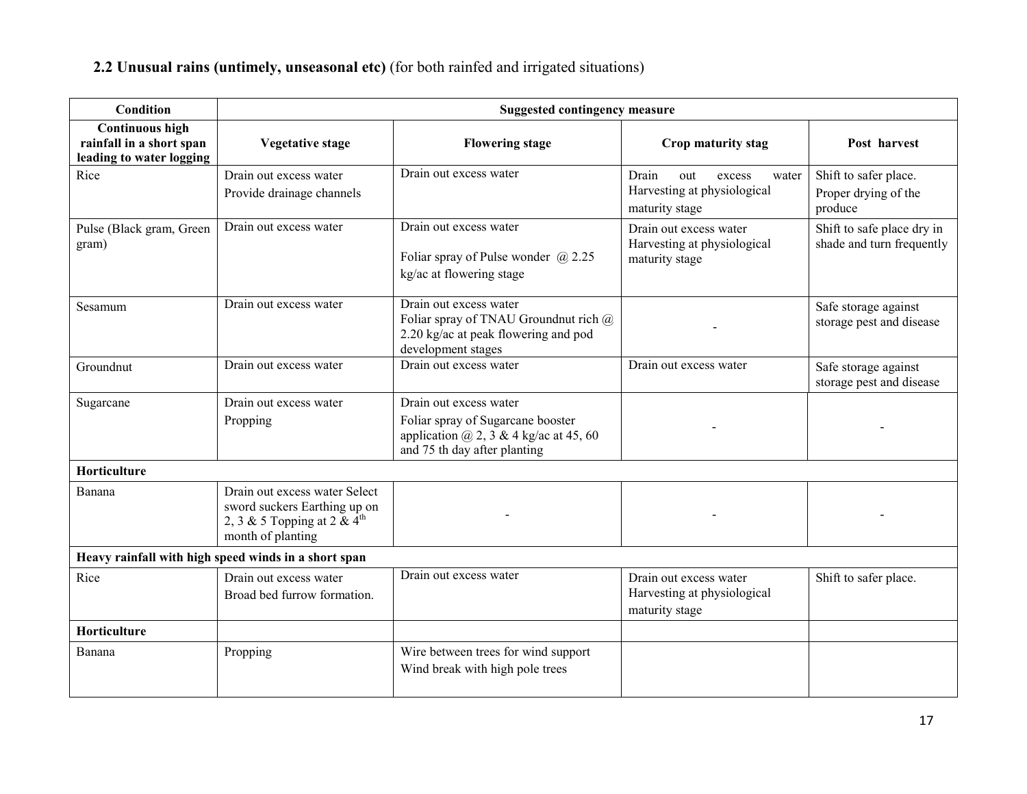## 2.2 Unusual rains (untimely, unseasonal etc) (for both rainfed and irrigated situations)

| Condition | Suggested contingency measure | | | |
|---|---|---|---|---|
| **Continuous high rainfall in a short span leading to water logging** | **Vegetative stage** | **Flowering stage** | **Crop maturity stag** | **Post harvest** |
| Rice | Drain out excess water<br>Provide drainage channels | Drain out excess water | Drain out excess water Harvesting at physiological maturity stage | Shift to safer place.<br>Proper drying of the produce |
| Pulse (Black gram, Green gram) | Drain out excess water | Drain out excess water<br>Foliar spray of Pulse wonder @ 2.25 kg/ac at flowering stage | Drain out excess water Harvesting at physiological maturity stage | Shift to safe place dry in shade and turn frequently |
| Sesamum | Drain out excess water | Drain out excess water Foliar spray of TNAU Groundnut rich @ 2.20 kg/ac at peak flowering and pod development stages | - | Safe storage against storage pest and disease |
| Groundnut | Drain out excess water | Drain out excess water | Drain out excess water | Safe storage against storage pest and disease |
| Sugarcane | Drain out excess water<br>Propping | Drain out excess water<br>Foliar spray of Sugarcane booster application @ 2, 3 & 4 kg/ac at 45, 60 and 75 th day after planting | - | - |
| **Horticulture** | | | | |
| Banana | Drain out excess water Select sword suckers Earthing up on 2, 3 & 5 Topping at 2 & 4th month of planting | - | - | - |
| **Heavy rainfall with high speed winds in a short span** | | | | |
| Rice | Drain out excess water<br>Broad bed furrow formation. | Drain out excess water | Drain out excess water Harvesting at physiological maturity stage | Shift to safer place. |
| **Horticulture** | | | | |
| Banana | Propping | Wire between trees for wind support<br>Wind break with high pole trees | | |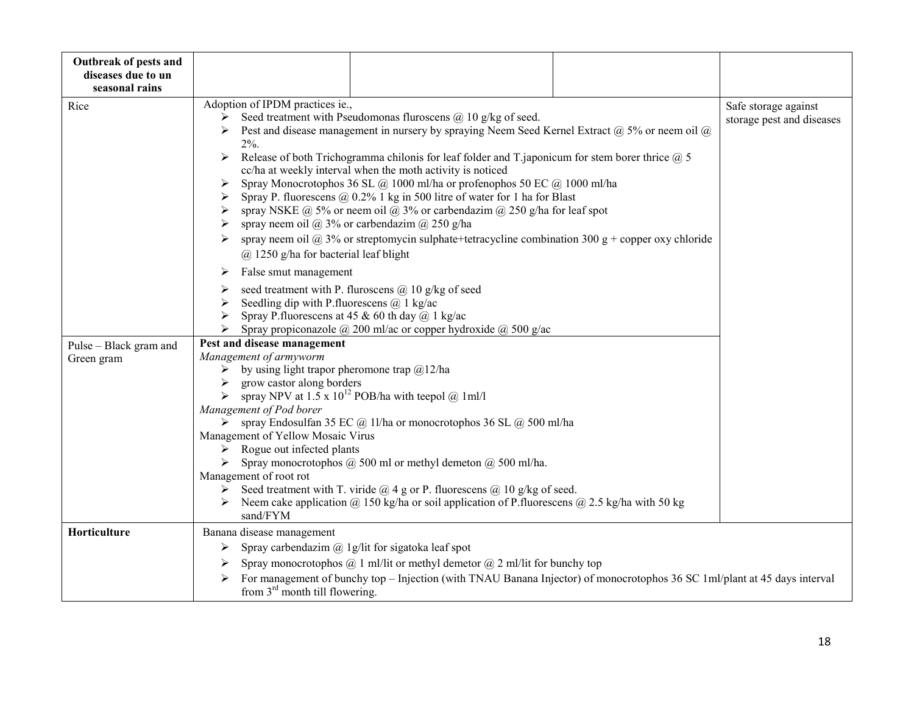| **Outbreak of pests and diseases due to un seasonal rains** | | | | |
|---|---|---|---|---|
| Rice | Adoption of IPDM practices ie.,<br>➢ Seed treatment with Pseudomonas fluroscens @ 10 g/kg of seed.<br>➢ Pest and disease management in nursery by spraying Neem Seed Kernel Extract @ 5% or neem oil @ 2%.<br>➢ Release of both Trichogramma chilonis for leaf folder and T.japonicum for stem borer thrice @ 5 cc/ha at weekly interval when the moth activity is noticed<br>➢ Spray Monocrotophos 36 SL @ 1000 ml/ha or profenophos 50 EC @ 1000 ml/ha<br>➢ Spray P. fluorescens @ 0.2% 1 kg in 500 litre of water for 1 ha for Blast<br>➢ spray NSKE @ 5% or neem oil @ 3% or carbendazim @ 250 g/ha for leaf spot<br>➢ spray neem oil @ 3% or carbendazim @ 250 g/ha<br>➢ spray neem oil @ 3% or streptomycin sulphate+tetracycline combination 300 g + copper oxy chloride @ 1250 g/ha for bacterial leaf blight<br>➢ False smut management<br>➢ seed treatment with P. fluroscens @ 10 g/kg of seed<br>➢ Seedling dip with P.fluorescens @ 1 kg/ac<br>➢ Spray P.fluorescens at 45 & 60 th day @ 1 kg/ac<br>➢ Spray propiconazole @ 200 ml/ac or copper hydroxide @ 500 g/ac | | | Safe storage against storage pest and diseases |
| Pulse – Black gram and Green gram | **Pest and disease management**<br>*Management of armyworm*<br>➢ by using light trapor pheromone trap @12/ha<br>➢ grow castor along borders<br>➢ spray NPV at $1.5 \times 10^{12}$ POB/ha with teepol @ 1ml/l<br>*Management of Pod borer*<br>➢ spray Endosulfan 35 EC @ 1l/ha or monocrotophos 36 SL @ 500 ml/ha<br>Management of Yellow Mosaic Virus<br>➢ Rogue out infected plants<br>➢ Spray monocrotophos @ 500 ml or methyl demeton @ 500 ml/ha.<br>Management of root rot<br>➢ Seed treatment with T. viride @ 4 g or P. fluorescens @ 10 g/kg of seed.<br>➢ Neem cake application @ 150 kg/ha or soil application of P.fluorescens @ 2.5 kg/ha with 50 kg sand/FYM | | | |
| **Horticulture** | Banana disease management<br>➢ Spray carbendazim @ 1g/lit for sigatoka leaf spot<br>➢ Spray monocrotophos @ 1 ml/lit or methyl demetor @ 2 ml/lit for bunchy top<br>➢ For management of bunchy top – Injection (with TNAU Banana Injector) of monocrotophos 36 SC 1ml/plant at 45 days interval from 3rd month till flowering. | | | |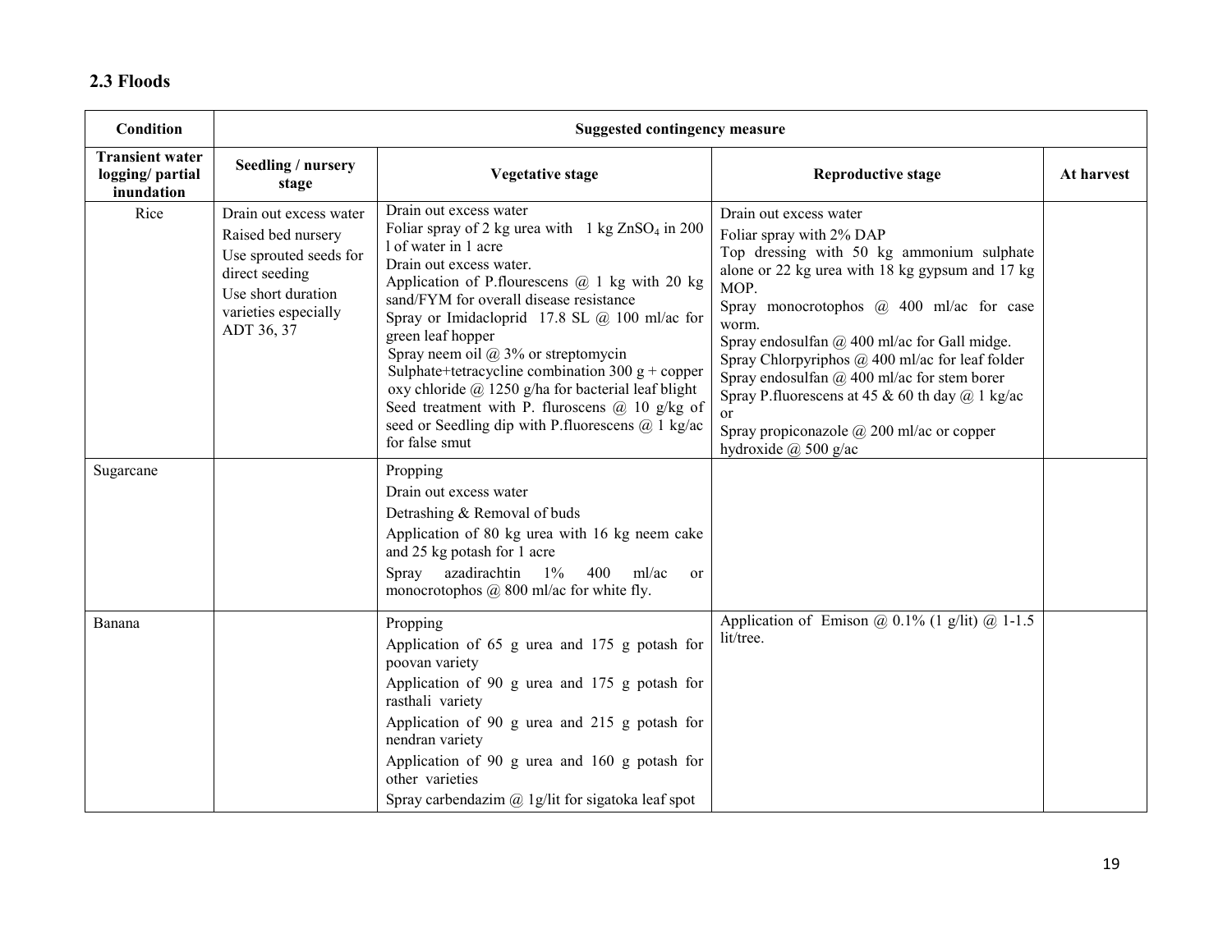## 2.3 Floods

| Condition | Suggested contingency measure | | | |
|---|---|---|---|---|
| **Transient water logging/ partial inundation** | **Seedling / nursery stage** | **Vegetative stage** | **Reproductive stage** | **At harvest** |
| Rice | Drain out excess water<br>Raised bed nursery<br>Use sprouted seeds for direct seeding<br>Use short duration varieties especially ADT 36, 37 | Drain out excess water<br>Foliar spray of 2 kg urea with 1 kg $ZnSO_4$ in 200 l of water in 1 acre<br>Drain out excess water.<br>Application of P.flourescens @ 1 kg with 20 kg sand/FYM for overall disease resistance<br>Spray or Imidacloprid 17.8 SL @ 100 ml/ac for green leaf hopper<br>Spray neem oil @ 3% or streptomycin Sulphate+tetracycline combination 300 g + copper oxy chloride @ 1250 g/ha for bacterial leaf blight<br>Seed treatment with P. fluroscens @ 10 g/kg of seed or Seedling dip with P.fluorescens @ 1 kg/ac for false smut | Drain out excess water<br>Foliar spray with 2% DAP<br>Top dressing with 50 kg ammonium sulphate alone or 22 kg urea with 18 kg gypsum and 17 kg MOP.<br>Spray monocrotophos @ 400 ml/ac for case worm.<br>Spray endosulfan @ 400 ml/ac for Gall midge.<br>Spray Chlorpyriphos @ 400 ml/ac for leaf folder<br>Spray endosulfan @ 400 ml/ac for stem borer<br>Spray P.fluorescens at 45 & 60 th day @ 1 kg/ac or<br>Spray propiconazole @ 200 ml/ac or copper hydroxide @ 500 g/ac | |
| Sugarcane | | Propping<br>Drain out excess water<br>Detrashing & Removal of buds<br>Application of 80 kg urea with 16 kg neem cake and 25 kg potash for 1 acre<br>Spray azadirachtin 1% 400 ml/ac or monocrotophos @ 800 ml/ac for white fly. | | |
| Banana | | Propping<br>Application of 65 g urea and 175 g potash for poovan variety<br>Application of 90 g urea and 175 g potash for rasthali variety<br>Application of 90 g urea and 215 g potash for nendran variety<br>Application of 90 g urea and 160 g potash for other varieties<br>Spray carbendazim @ 1g/lit for sigatoka leaf spot | Application of Emison @ 0.1% (1 g/lit) @ 1-1.5 lit/tree. | |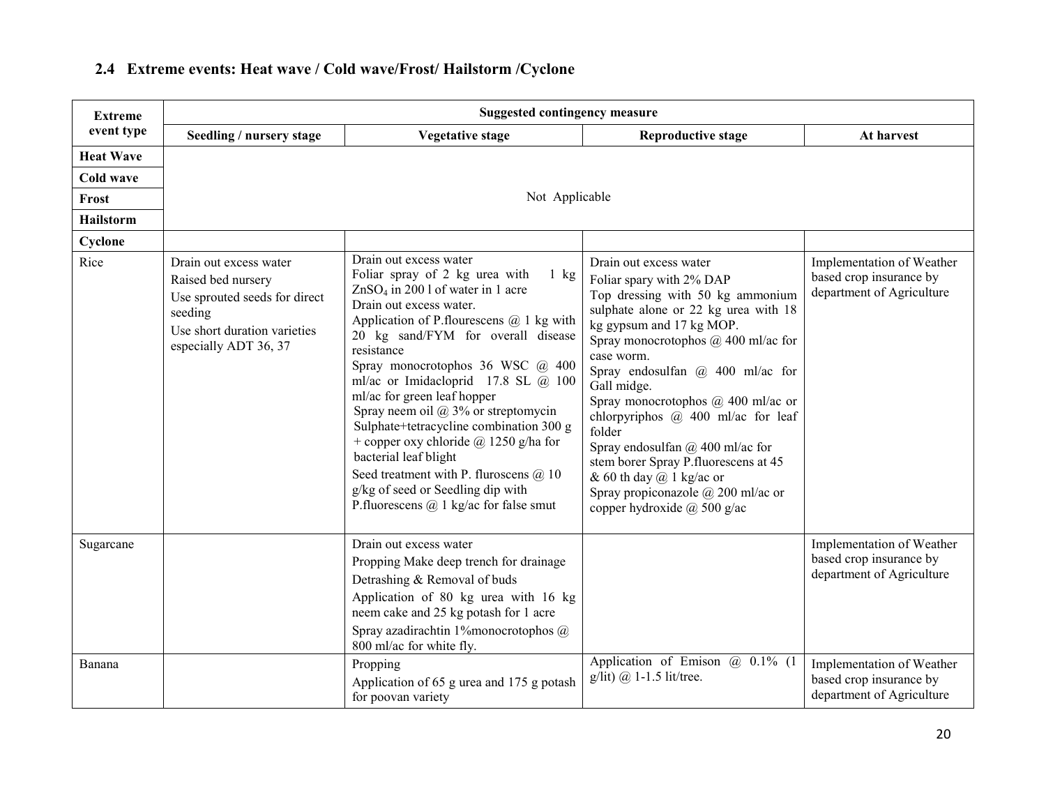## 2.4 Extreme events: Heat wave / Cold wave/Frost/ Hailstorm /Cyclone

| Extreme event type | Suggested contingency measure | | | |
|---|---|---|---|---|
| | Seedling / nursery stage | Vegetative stage | Reproductive stage | At harvest |
| **Heat Wave** | Not Applicable | | | |
| **Cold wave** | | | | |
| **Frost** | | | | |
| **Hailstorm** | | | | |
| **Cyclone** | | | | |
| Rice | Drain out excess water<br>Raised bed nursery<br>Use sprouted seeds for direct seeding<br>Use short duration varieties especially ADT 36, 37 | Drain out excess water<br>Foliar spray of 2 kg urea with 1 kg $ZnSO_4$ in 200 l of water in 1 acre<br>Drain out excess water.<br>Application of P.flourescens @ 1 kg with 20 kg sand/FYM for overall disease resistance<br>Spray monocrotophos 36 WSC @ 400 ml/ac or Imidacloprid 17.8 SL @ 100 ml/ac for green leaf hopper<br>Spray neem oil @ 3% or streptomycin Sulphate+tetracycline combination 300 g + copper oxy chloride @ 1250 g/ha for bacterial leaf blight<br>Seed treatment with P. fluroscens @ 10 g/kg of seed or Seedling dip with P.fluorescens @ 1 kg/ac for false smut | Drain out excess water<br>Foliar spary with 2% DAP<br>Top dressing with 50 kg ammonium sulphate alone or 22 kg urea with 18 kg gypsum and 17 kg MOP.<br>Spray monocrotophos @ 400 ml/ac for case worm.<br>Spray endosulfan @ 400 ml/ac for Gall midge.<br>Spray monocrotophos @ 400 ml/ac or chlorpyriphos @ 400 ml/ac for leaf folder<br>Spray endosulfan @ 400 ml/ac for stem borer Spray P.fluorescens at 45 & 60 th day @ 1 kg/ac or<br>Spray propiconazole @ 200 ml/ac or copper hydroxide @ 500 g/ac | Implementation of Weather based crop insurance by department of Agriculture |
| Sugarcane | | Drain out excess water<br>Propping Make deep trench for drainage<br>Detrashing & Removal of buds<br>Application of 80 kg urea with 16 kg neem cake and 25 kg potash for 1 acre<br>Spray azadirachtin 1%monocrotophos @ 800 ml/ac for white fly. | | Implementation of Weather based crop insurance by department of Agriculture |
| Banana | | Propping<br>Application of 65 g urea and 175 g potash for poovan variety | Application of Emison @ 0.1% (1 g/lit) @ 1-1.5 lit/tree. | Implementation of Weather based crop insurance by department of Agriculture |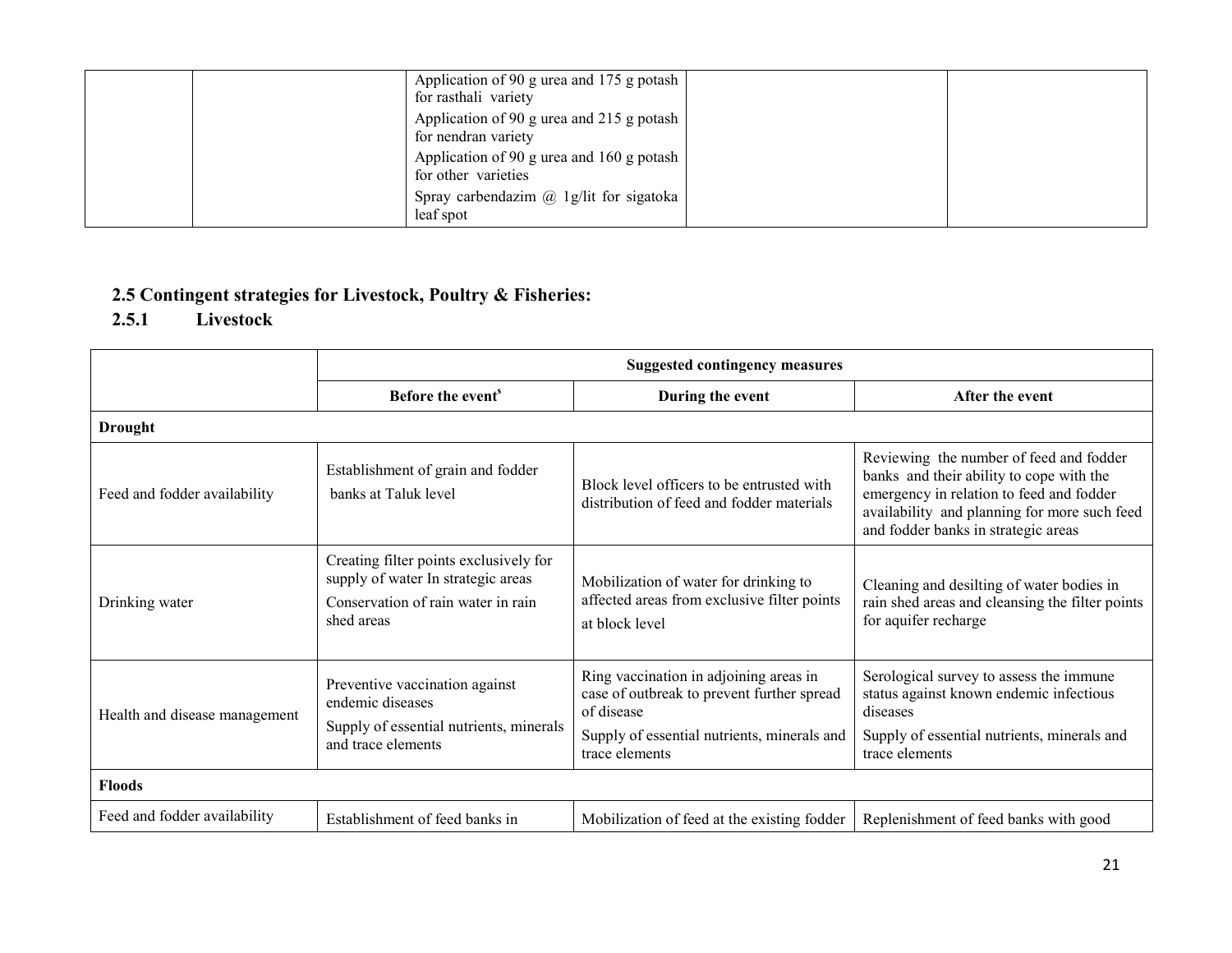| | | | | |
|---|---|---|---|---|
| | | Application of 90 g urea and 175 g potash for rasthali variety<br>Application of 90 g urea and 215 g potash for nendran variety<br>Application of 90 g urea and 160 g potash for other varieties<br>Spray carbendazim @ 1g/lit for sigatoka leaf spot | | |

## 2.5 Contingent strategies for Livestock, Poultry & Fisheries:

### 2.5.1 Livestock

| | Suggested contingency measures | | |
|---|---|---|---|
| | Before the event[s] | During the event | After the event |
| **Drought** | | | |
| Feed and fodder availability | Establishment of grain and fodder banks at Taluk level | Block level officers to be entrusted with distribution of feed and fodder materials | Reviewing the number of feed and fodder banks and their ability to cope with the emergency in relation to feed and fodder availability and planning for more such feed and fodder banks in strategic areas |
| Drinking water | Creating filter points exclusively for supply of water In strategic areas<br>Conservation of rain water in rain shed areas | Mobilization of water for drinking to affected areas from exclusive filter points at block level | Cleaning and desilting of water bodies in rain shed areas and cleansing the filter points for aquifer recharge |
| Health and disease management | Preventive vaccination against endemic diseases<br>Supply of essential nutrients, minerals and trace elements | Ring vaccination in adjoining areas in case of outbreak to prevent further spread of disease<br>Supply of essential nutrients, minerals and trace elements | Serological survey to assess the immune status against known endemic infectious diseases<br>Supply of essential nutrients, minerals and trace elements |
| **Floods** | | | |
| Feed and fodder availability | Establishment of feed banks in | Mobilization of feed at the existing fodder | Replenishment of feed banks with good |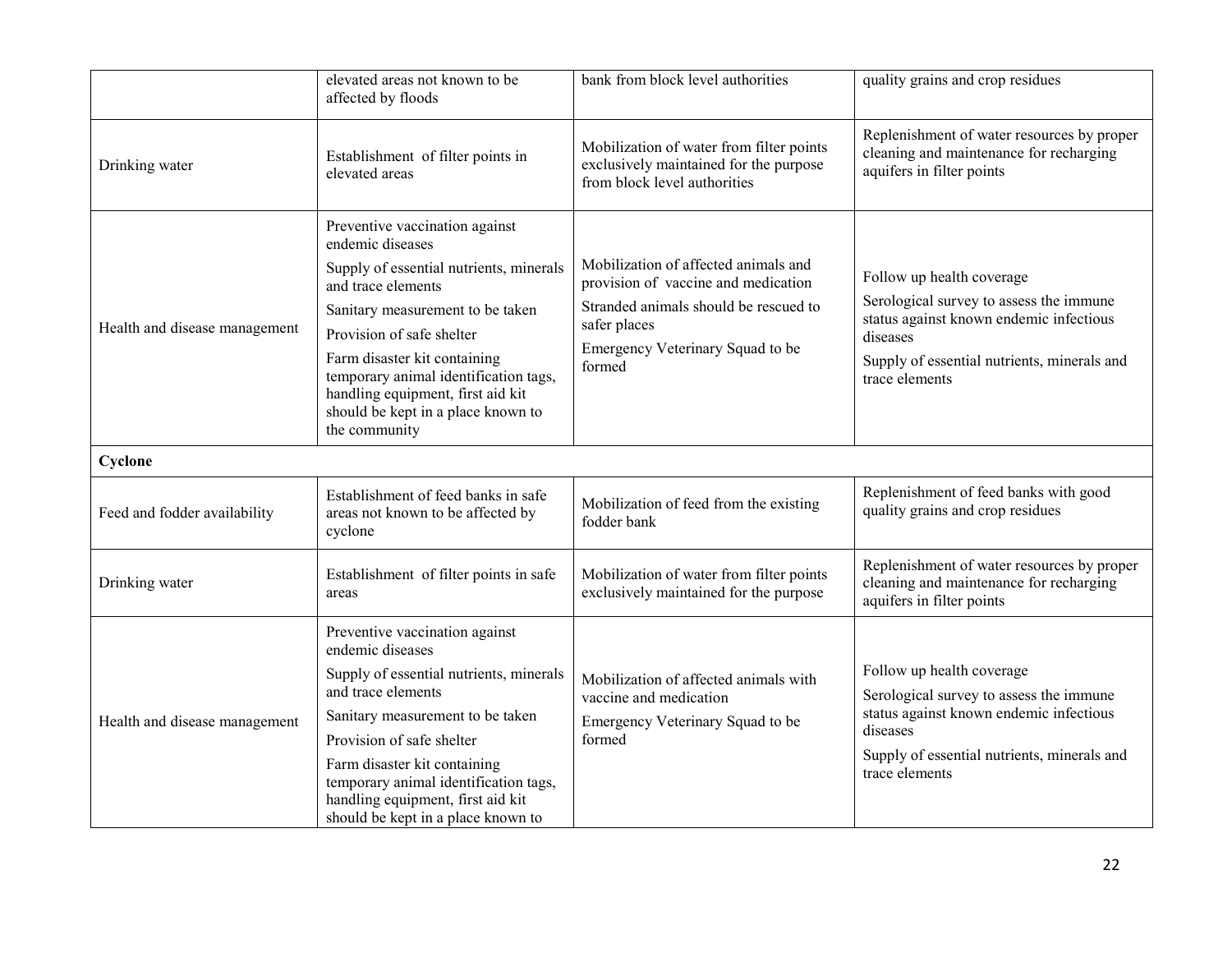| | | | |
|---|---|---|---|
| | elevated areas not known to be affected by floods | bank from block level authorities | quality grains and crop residues |
| Drinking water | Establishment of filter points in elevated areas | Mobilization of water from filter points exclusively maintained for the purpose from block level authorities | Replenishment of water resources by proper cleaning and maintenance for recharging aquifers in filter points |
| Health and disease management | Preventive vaccination against endemic diseases<br>Supply of essential nutrients, minerals and trace elements<br>Sanitary measurement to be taken<br>Provision of safe shelter<br>Farm disaster kit containing temporary animal identification tags, handling equipment, first aid kit should be kept in a place known to the community | Mobilization of affected animals and provision of vaccine and medication<br>Stranded animals should be rescued to safer places<br>Emergency Veterinary Squad to be formed | Follow up health coverage<br>Serological survey to assess the immune status against known endemic infectious diseases<br>Supply of essential nutrients, minerals and trace elements |
| **Cyclone** | | | |
| Feed and fodder availability | Establishment of feed banks in safe areas not known to be affected by cyclone | Mobilization of feed from the existing fodder bank | Replenishment of feed banks with good quality grains and crop residues |
| Drinking water | Establishment of filter points in safe areas | Mobilization of water from filter points exclusively maintained for the purpose | Replenishment of water resources by proper cleaning and maintenance for recharging aquifers in filter points |
| Health and disease management | Preventive vaccination against endemic diseases<br>Supply of essential nutrients, minerals and trace elements<br>Sanitary measurement to be taken<br>Provision of safe shelter<br>Farm disaster kit containing temporary animal identification tags, handling equipment, first aid kit should be kept in a place known to | Mobilization of affected animals with vaccine and medication<br>Emergency Veterinary Squad to be formed | Follow up health coverage<br>Serological survey to assess the immune status against known endemic infectious diseases<br>Supply of essential nutrients, minerals and trace elements |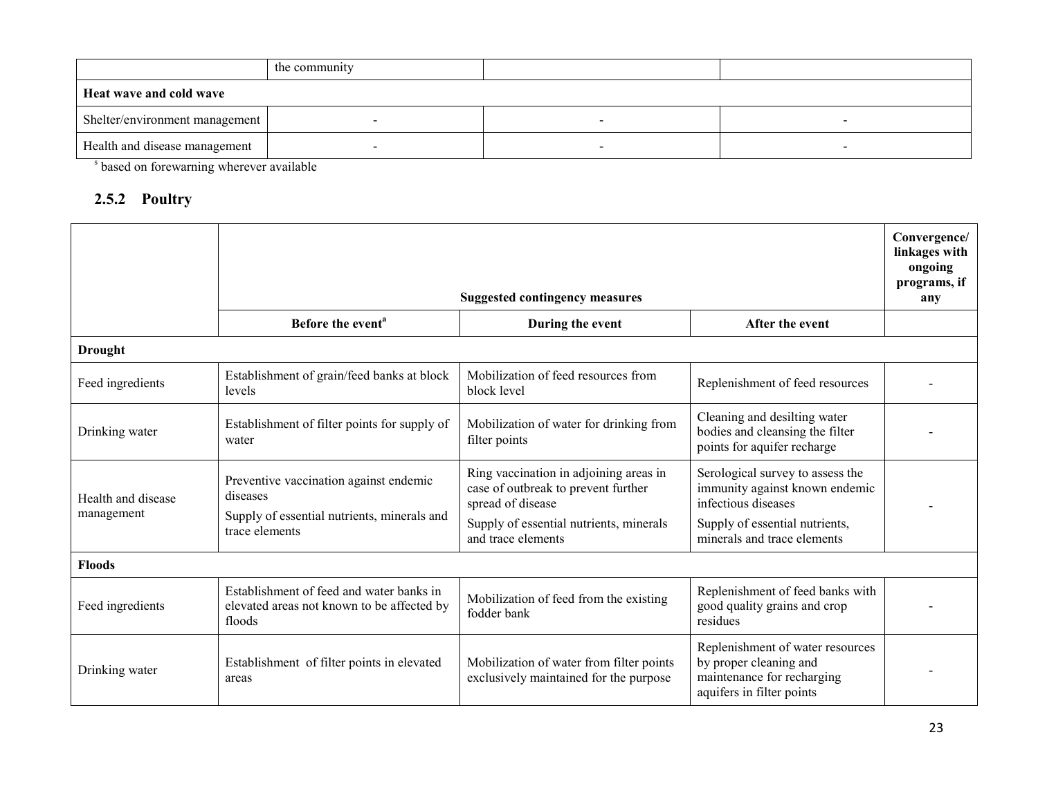| | the community | | |
|---|---|---|---|
| **Heat wave and cold wave** | | | |
| Shelter/environment management | - | - | - |
| Health and disease management | - | - | - |

[s] based on forewarning wherever available

## 2.5.2 Poultry

| | Suggested contingency measures | | | Convergence/ linkages with ongoing programs, if any |
|---|---|---|---|---|
| | **Before the event[a]** | **During the event** | **After the event** | |
| **Drought** | | | | |
| Feed ingredients | Establishment of grain/feed banks at block levels | Mobilization of feed resources from block level | Replenishment of feed resources | - |
| Drinking water | Establishment of filter points for supply of water | Mobilization of water for drinking from filter points | Cleaning and desilting water bodies and cleansing the filter points for aquifer recharge | - |
| Health and disease management | Preventive vaccination against endemic diseases<br>Supply of essential nutrients, minerals and trace elements | Ring vaccination in adjoining areas in case of outbreak to prevent further spread of disease<br>Supply of essential nutrients, minerals and trace elements | Serological survey to assess the immunity against known endemic infectious diseases<br>Supply of essential nutrients, minerals and trace elements | - |
| **Floods** | | | | |
| Feed ingredients | Establishment of feed and water banks in elevated areas not known to be affected by floods | Mobilization of feed from the existing fodder bank | Replenishment of feed banks with good quality grains and crop residues | - |
| Drinking water | Establishment of filter points in elevated areas | Mobilization of water from filter points exclusively maintained for the purpose | Replenishment of water resources by proper cleaning and maintenance for recharging aquifers in filter points | - |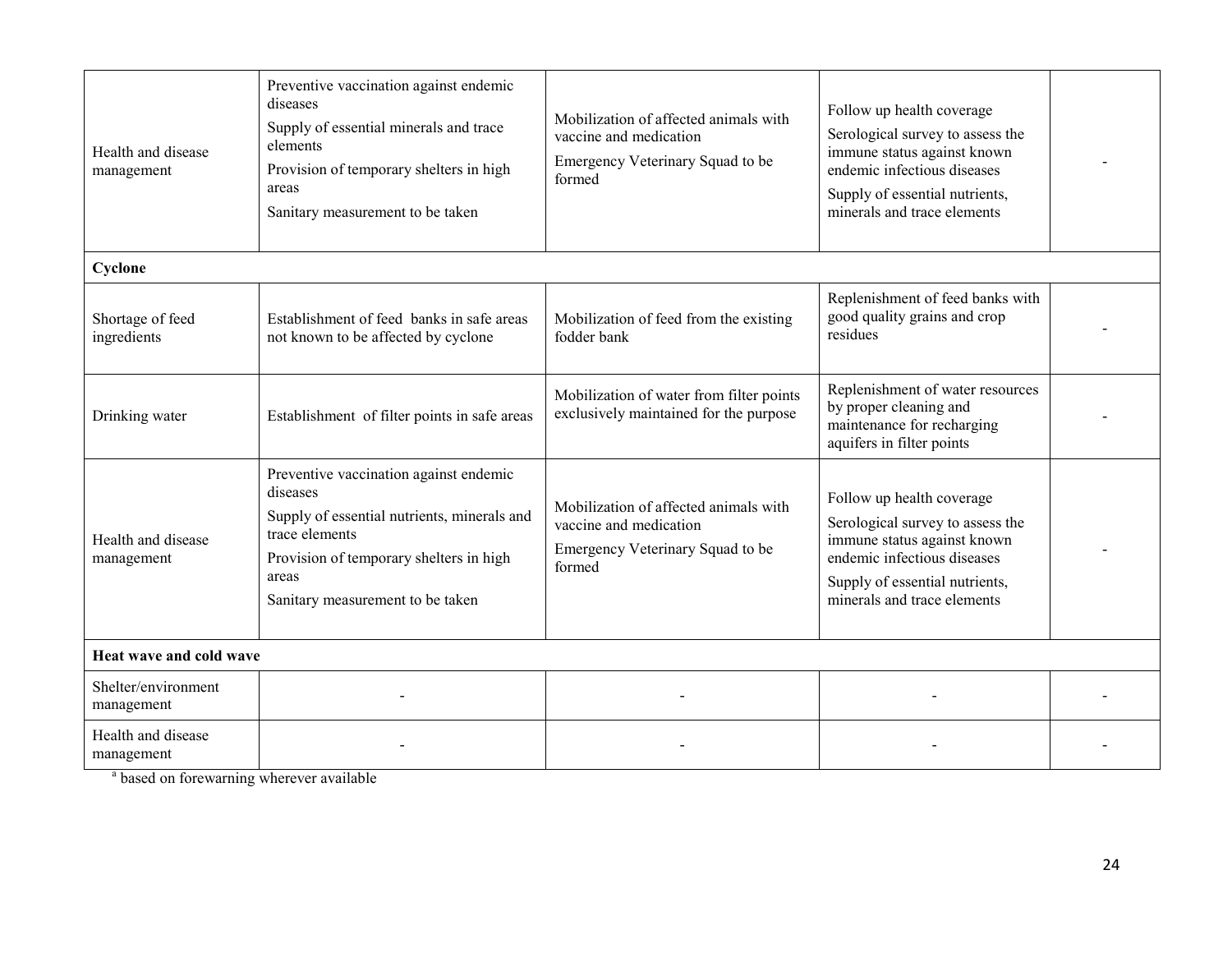| | | | | |
|---|---|---|---|---|
| Health and disease management | Preventive vaccination against endemic diseases<br>Supply of essential minerals and trace elements<br>Provision of temporary shelters in high areas<br>Sanitary measurement to be taken | Mobilization of affected animals with vaccine and medication<br>Emergency Veterinary Squad to be formed | Follow up health coverage<br>Serological survey to assess the immune status against known endemic infectious diseases<br>Supply of essential nutrients, minerals and trace elements | - |
| **Cyclone** | | | | |
| Shortage of feed ingredients | Establishment of feed banks in safe areas not known to be affected by cyclone | Mobilization of feed from the existing fodder bank | Replenishment of feed banks with good quality grains and crop residues | - |
| Drinking water | Establishment of filter points in safe areas | Mobilization of water from filter points exclusively maintained for the purpose | Replenishment of water resources by proper cleaning and maintenance for recharging aquifers in filter points | - |
| Health and disease management | Preventive vaccination against endemic diseases<br>Supply of essential nutrients, minerals and trace elements<br>Provision of temporary shelters in high areas<br>Sanitary measurement to be taken | Mobilization of affected animals with vaccine and medication<br>Emergency Veterinary Squad to be formed | Follow up health coverage<br>Serological survey to assess the immune status against known endemic infectious diseases<br>Supply of essential nutrients, minerals and trace elements | - |
| **Heat wave and cold wave** | | | | |
| Shelter/environment management | - | - | - | - |
| Health and disease management | - | - | - | - |

[a] based on forewarning wherever available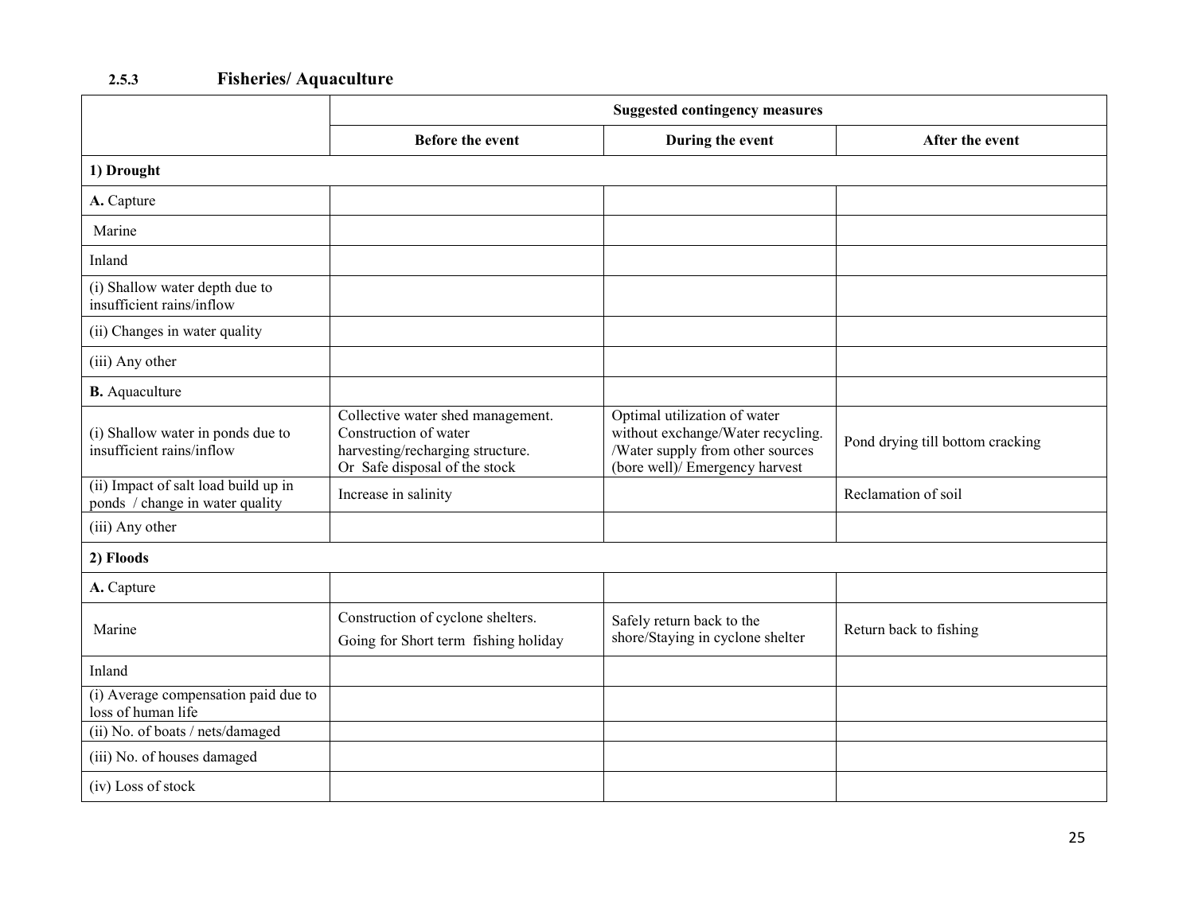### 2.5.3 Fisheries/ Aquaculture

| | Suggested contingency measures | | |
|---|---|---|---|
| | **Before the event** | **During the event** | **After the event** |
| **1) Drought** | | | |
| **A.** Capture | | | |
| Marine | | | |
| Inland | | | |
| (i) Shallow water depth due to insufficient rains/inflow | | | |
| (ii) Changes in water quality | | | |
| (iii) Any other | | | |
| **B.** Aquaculture | | | |
| (i) Shallow water in ponds due to insufficient rains/inflow | Collective water shed management. Construction of water harvesting/recharging structure. Or Safe disposal of the stock | Optimal utilization of water without exchange/Water recycling. /Water supply from other sources (bore well)/ Emergency harvest | Pond drying till bottom cracking |
| (ii) Impact of salt load build up in ponds / change in water quality | Increase in salinity | | Reclamation of soil |
| (iii) Any other | | | |
| **2) Floods** | | | |
| **A.** Capture | | | |
| Marine | Construction of cyclone shelters. Going for Short term fishing holiday | Safely return back to the shore/Staying in cyclone shelter | Return back to fishing |
| Inland | | | |
| (i) Average compensation paid due to loss of human life | | | |
| (ii) No. of boats / nets/damaged | | | |
| (iii) No. of houses damaged | | | |
| (iv) Loss of stock | | | |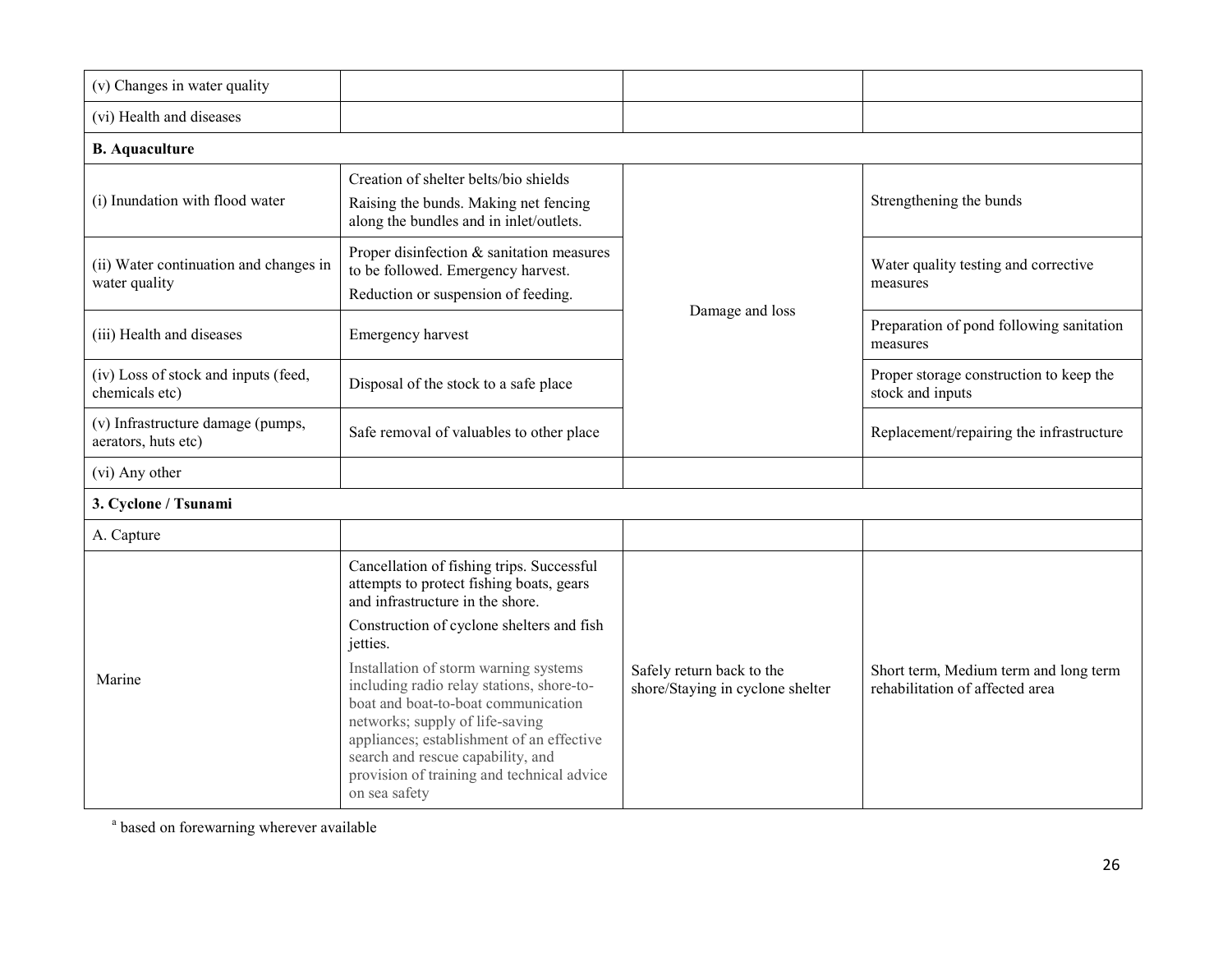| | | | |
|---|---|---|---|
| (v) Changes in water quality | | | |
| (vi) Health and diseases | | | |
| **B. Aquaculture** | | | |
| (i) Inundation with flood water | Creation of shelter belts/bio shields<br>Raising the bunds. Making net fencing along the bundles and in inlet/outlets. | Damage and loss | Strengthening the bunds |
| (ii) Water continuation and changes in water quality | Proper disinfection & sanitation measures to be followed. Emergency harvest.<br>Reduction or suspension of feeding. | | Water quality testing and corrective measures |
| (iii) Health and diseases | Emergency harvest | | Preparation of pond following sanitation measures |
| (iv) Loss of stock and inputs (feed, chemicals etc) | Disposal of the stock to a safe place | | Proper storage construction to keep the stock and inputs |
| (v) Infrastructure damage (pumps, aerators, huts etc) | Safe removal of valuables to other place | | Replacement/repairing the infrastructure |
| (vi) Any other | | | |
| **3. Cyclone / Tsunami** | | | |
| A. Capture | | | |
| Marine | Cancellation of fishing trips. Successful attempts to protect fishing boats, gears and infrastructure in the shore.<br>Construction of cyclone shelters and fish jetties.<br>Installation of storm warning systems including radio relay stations, shore-to-boat and boat-to-boat communication networks; supply of life-saving appliances; establishment of an effective search and rescue capability, and provision of training and technical advice on sea safety | Safely return back to the shore/Staying in cyclone shelter | Short term, Medium term and long term rehabilitation of affected area |

[a] based on forewarning wherever available